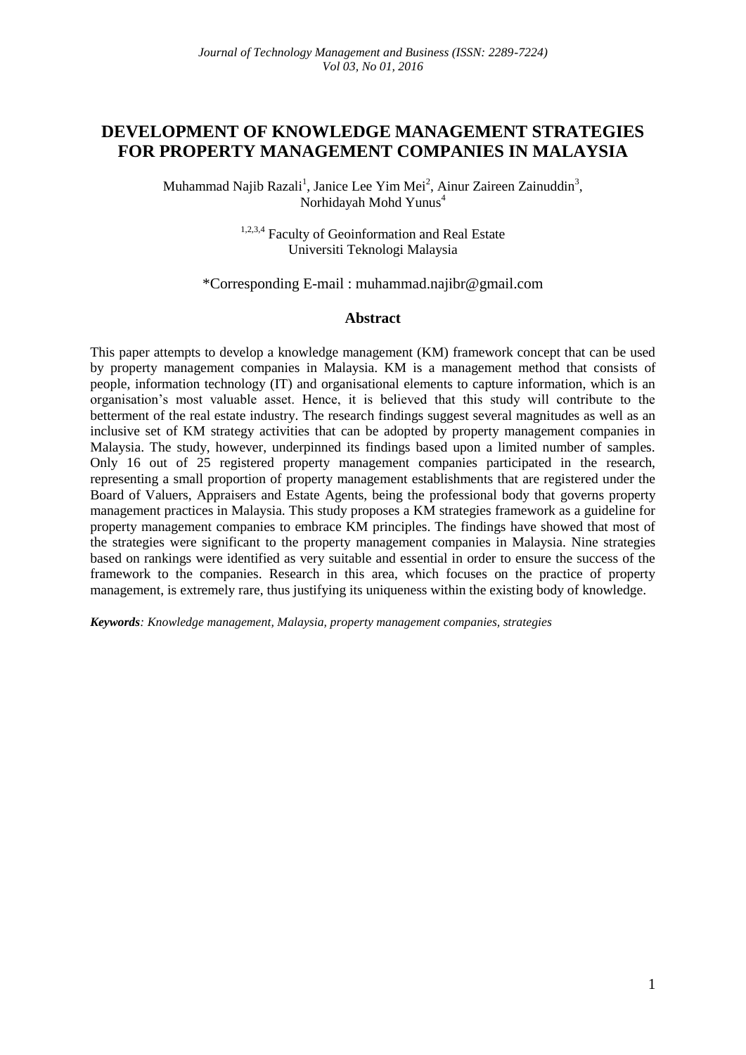# DEVELOPMENT OF KNOWLEDGE MANAGEMENT STRATEGIES FOR PROPERTY MANAGEMENT COMPANIES IN MALAYSIA

Muhammad Najib Razali[1], Janice Lee Yim Mei[2], Ainur Zaireen Zainuddin[3], Norhidayah Mohd Yunus[4]

[1,2,3,4] Faculty of Geoinformation and Real Estate
Universiti Teknologi Malaysia

*Corresponding E-mail : muhammad.najibr@gmail.com

## Abstract

This paper attempts to develop a knowledge management (KM) framework concept that can be used by property management companies in Malaysia. KM is a management method that consists of people, information technology (IT) and organisational elements to capture information, which is an organisation's most valuable asset. Hence, it is believed that this study will contribute to the betterment of the real estate industry. The research findings suggest several magnitudes as well as an inclusive set of KM strategy activities that can be adopted by property management companies in Malaysia. The study, however, underpinned its findings based upon a limited number of samples. Only 16 out of 25 registered property management companies participated in the research, representing a small proportion of property management establishments that are registered under the Board of Valuers, Appraisers and Estate Agents, being the professional body that governs property management practices in Malaysia. This study proposes a KM strategies framework as a guideline for property management companies to embrace KM principles. The findings have showed that most of the strategies were significant to the property management companies in Malaysia. Nine strategies based on rankings were identified as very suitable and essential in order to ensure the success of the framework to the companies. Research in this area, which focuses on the practice of property management, is extremely rare, thus justifying its uniqueness within the existing body of knowledge.

***Keywords**: Knowledge management, Malaysia, property management companies, strategies*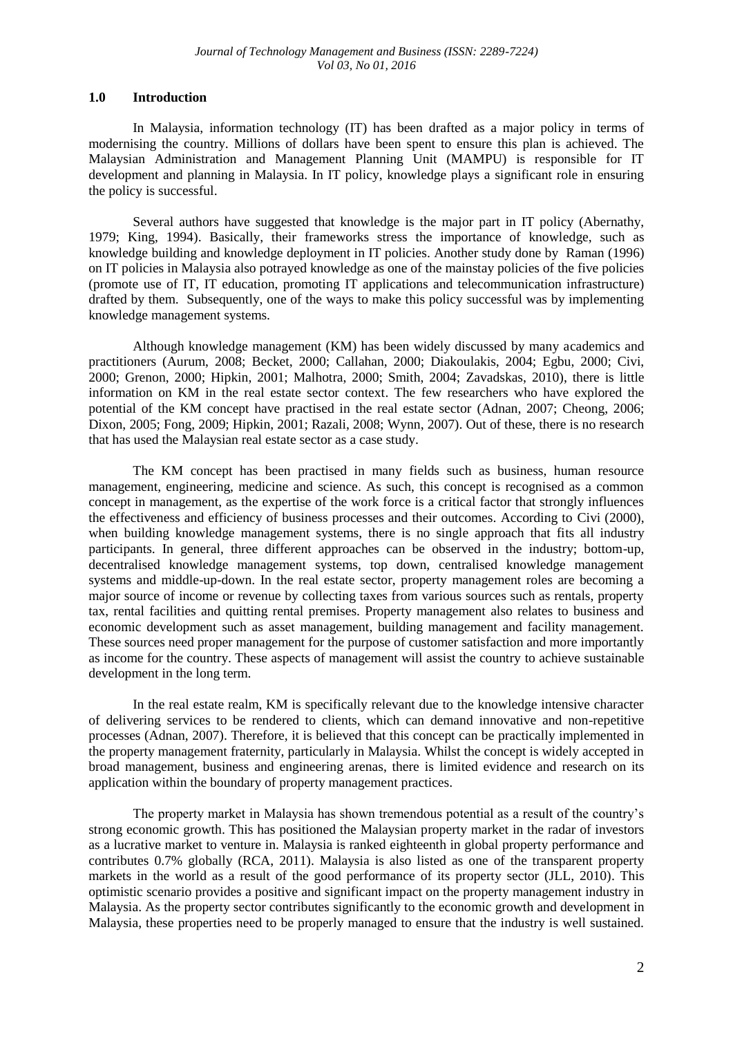## 1.0 Introduction

In Malaysia, information technology (IT) has been drafted as a major policy in terms of modernising the country. Millions of dollars have been spent to ensure this plan is achieved. The Malaysian Administration and Management Planning Unit (MAMPU) is responsible for IT development and planning in Malaysia. In IT policy, knowledge plays a significant role in ensuring the policy is successful.

Several authors have suggested that knowledge is the major part in IT policy (Abernathy, 1979; King, 1994). Basically, their frameworks stress the importance of knowledge, such as knowledge building and knowledge deployment in IT policies. Another study done by Raman (1996) on IT policies in Malaysia also potrayed knowledge as one of the mainstay policies of the five policies (promote use of IT, IT education, promoting IT applications and telecommunication infrastructure) drafted by them. Subsequently, one of the ways to make this policy successful was by implementing knowledge management systems.

Although knowledge management (KM) has been widely discussed by many academics and practitioners (Aurum, 2008; Becket, 2000; Callahan, 2000; Diakoulakis, 2004; Egbu, 2000; Civi, 2000; Grenon, 2000; Hipkin, 2001; Malhotra, 2000; Smith, 2004; Zavadskas, 2010), there is little information on KM in the real estate sector context. The few researchers who have explored the potential of the KM concept have practised in the real estate sector (Adnan, 2007; Cheong, 2006; Dixon, 2005; Fong, 2009; Hipkin, 2001; Razali, 2008; Wynn, 2007). Out of these, there is no research that has used the Malaysian real estate sector as a case study.

The KM concept has been practised in many fields such as business, human resource management, engineering, medicine and science. As such, this concept is recognised as a common concept in management, as the expertise of the work force is a critical factor that strongly influences the effectiveness and efficiency of business processes and their outcomes. According to Civi (2000), when building knowledge management systems, there is no single approach that fits all industry participants. In general, three different approaches can be observed in the industry; bottom-up, decentralised knowledge management systems, top down, centralised knowledge management systems and middle-up-down. In the real estate sector, property management roles are becoming a major source of income or revenue by collecting taxes from various sources such as rentals, property tax, rental facilities and quitting rental premises. Property management also relates to business and economic development such as asset management, building management and facility management. These sources need proper management for the purpose of customer satisfaction and more importantly as income for the country. These aspects of management will assist the country to achieve sustainable development in the long term.

In the real estate realm, KM is specifically relevant due to the knowledge intensive character of delivering services to be rendered to clients, which can demand innovative and non-repetitive processes (Adnan, 2007). Therefore, it is believed that this concept can be practically implemented in the property management fraternity, particularly in Malaysia. Whilst the concept is widely accepted in broad management, business and engineering arenas, there is limited evidence and research on its application within the boundary of property management practices.

The property market in Malaysia has shown tremendous potential as a result of the country's strong economic growth. This has positioned the Malaysian property market in the radar of investors as a lucrative market to venture in. Malaysia is ranked eighteenth in global property performance and contributes 0.7% globally (RCA, 2011). Malaysia is also listed as one of the transparent property markets in the world as a result of the good performance of its property sector (JLL, 2010). This optimistic scenario provides a positive and significant impact on the property management industry in Malaysia. As the property sector contributes significantly to the economic growth and development in Malaysia, these properties need to be properly managed to ensure that the industry is well sustained.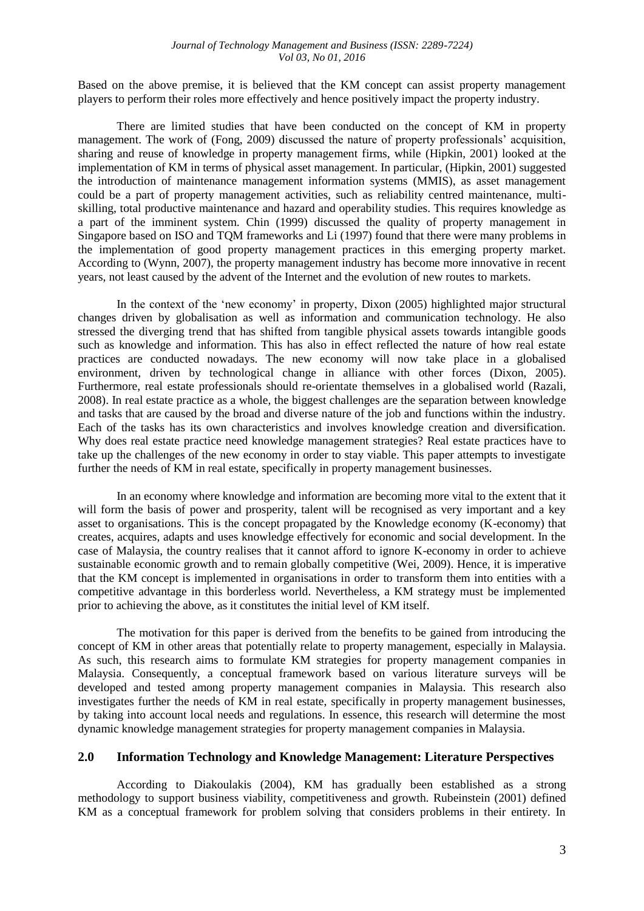Based on the above premise, it is believed that the KM concept can assist property management players to perform their roles more effectively and hence positively impact the property industry.

There are limited studies that have been conducted on the concept of KM in property management. The work of (Fong, 2009) discussed the nature of property professionals' acquisition, sharing and reuse of knowledge in property management firms, while (Hipkin, 2001) looked at the implementation of KM in terms of physical asset management. In particular, (Hipkin, 2001) suggested the introduction of maintenance management information systems (MMIS), as asset management could be a part of property management activities, such as reliability centred maintenance, multi-skilling, total productive maintenance and hazard and operability studies. This requires knowledge as a part of the imminent system. Chin (1999) discussed the quality of property management in Singapore based on ISO and TQM frameworks and Li (1997) found that there were many problems in the implementation of good property management practices in this emerging property market. According to (Wynn, 2007), the property management industry has become more innovative in recent years, not least caused by the advent of the Internet and the evolution of new routes to markets.

In the context of the 'new economy' in property, Dixon (2005) highlighted major structural changes driven by globalisation as well as information and communication technology. He also stressed the diverging trend that has shifted from tangible physical assets towards intangible goods such as knowledge and information. This has also in effect reflected the nature of how real estate practices are conducted nowadays. The new economy will now take place in a globalised environment, driven by technological change in alliance with other forces (Dixon, 2005). Furthermore, real estate professionals should re-orientate themselves in a globalised world (Razali, 2008). In real estate practice as a whole, the biggest challenges are the separation between knowledge and tasks that are caused by the broad and diverse nature of the job and functions within the industry. Each of the tasks has its own characteristics and involves knowledge creation and diversification. Why does real estate practice need knowledge management strategies? Real estate practices have to take up the challenges of the new economy in order to stay viable. This paper attempts to investigate further the needs of KM in real estate, specifically in property management businesses.

In an economy where knowledge and information are becoming more vital to the extent that it will form the basis of power and prosperity, talent will be recognised as very important and a key asset to organisations. This is the concept propagated by the Knowledge economy (K-economy) that creates, acquires, adapts and uses knowledge effectively for economic and social development. In the case of Malaysia, the country realises that it cannot afford to ignore K-economy in order to achieve sustainable economic growth and to remain globally competitive (Wei, 2009). Hence, it is imperative that the KM concept is implemented in organisations in order to transform them into entities with a competitive advantage in this borderless world. Nevertheless, a KM strategy must be implemented prior to achieving the above, as it constitutes the initial level of KM itself.

The motivation for this paper is derived from the benefits to be gained from introducing the concept of KM in other areas that potentially relate to property management, especially in Malaysia. As such, this research aims to formulate KM strategies for property management companies in Malaysia. Consequently, a conceptual framework based on various literature surveys will be developed and tested among property management companies in Malaysia. This research also investigates further the needs of KM in real estate, specifically in property management businesses, by taking into account local needs and regulations. In essence, this research will determine the most dynamic knowledge management strategies for property management companies in Malaysia.

## 2.0 Information Technology and Knowledge Management: Literature Perspectives

According to Diakoulakis (2004), KM has gradually been established as a strong methodology to support business viability, competitiveness and growth. Rubeinstein (2001) defined KM as a conceptual framework for problem solving that considers problems in their entirety. In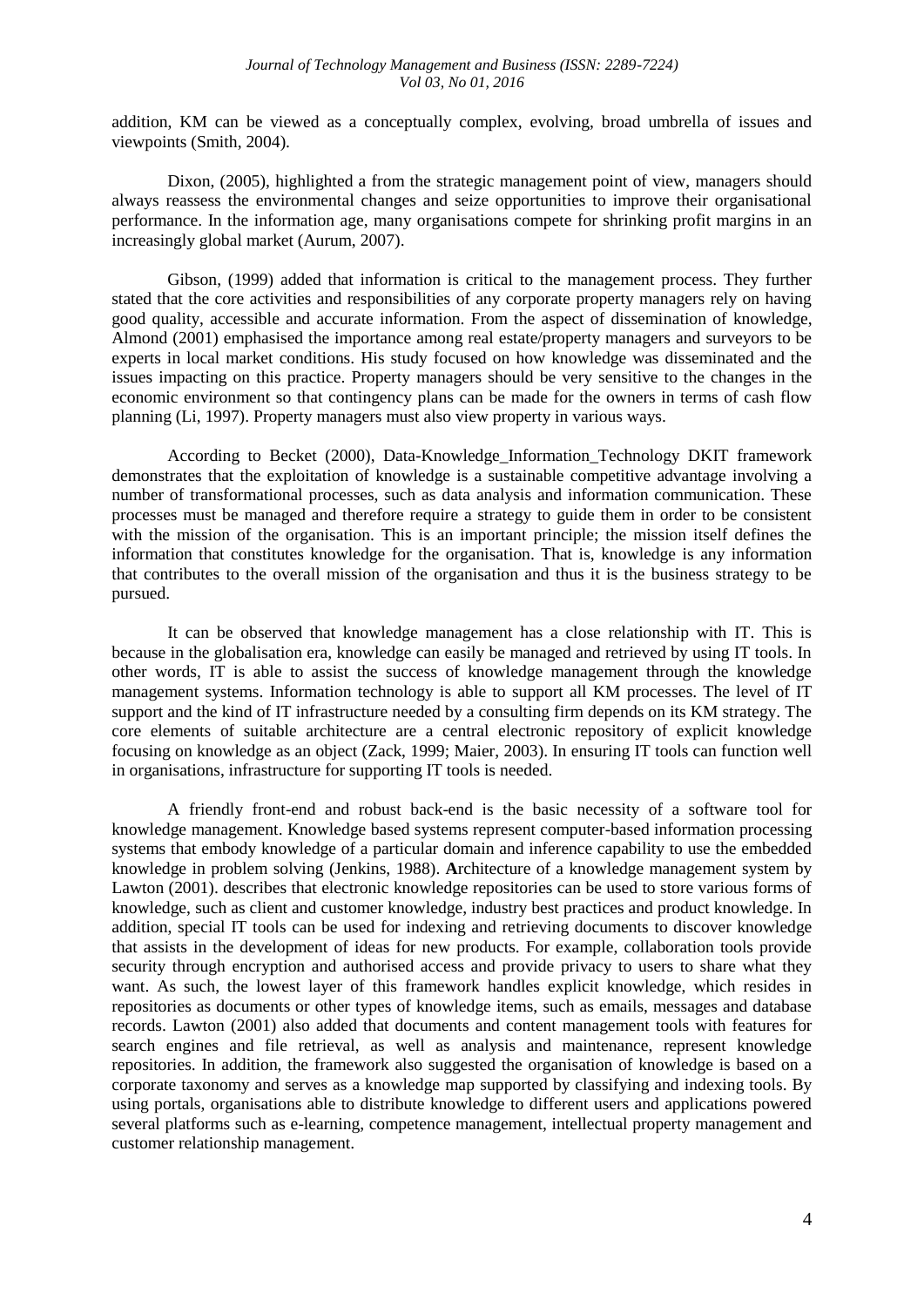addition, KM can be viewed as a conceptually complex, evolving, broad umbrella of issues and viewpoints (Smith, 2004).

Dixon, (2005), highlighted a from the strategic management point of view, managers should always reassess the environmental changes and seize opportunities to improve their organisational performance. In the information age, many organisations compete for shrinking profit margins in an increasingly global market (Aurum, 2007).

Gibson, (1999) added that information is critical to the management process. They further stated that the core activities and responsibilities of any corporate property managers rely on having good quality, accessible and accurate information. From the aspect of dissemination of knowledge, Almond (2001) emphasised the importance among real estate/property managers and surveyors to be experts in local market conditions. His study focused on how knowledge was disseminated and the issues impacting on this practice. Property managers should be very sensitive to the changes in the economic environment so that contingency plans can be made for the owners in terms of cash flow planning (Li, 1997). Property managers must also view property in various ways.

According to Becket (2000), Data-Knowledge_Information_Technology DKIT framework demonstrates that the exploitation of knowledge is a sustainable competitive advantage involving a number of transformational processes, such as data analysis and information communication. These processes must be managed and therefore require a strategy to guide them in order to be consistent with the mission of the organisation. This is an important principle; the mission itself defines the information that constitutes knowledge for the organisation. That is, knowledge is any information that contributes to the overall mission of the organisation and thus it is the business strategy to be pursued.

It can be observed that knowledge management has a close relationship with IT. This is because in the globalisation era, knowledge can easily be managed and retrieved by using IT tools. In other words, IT is able to assist the success of knowledge management through the knowledge management systems. Information technology is able to support all KM processes. The level of IT support and the kind of IT infrastructure needed by a consulting firm depends on its KM strategy. The core elements of suitable architecture are a central electronic repository of explicit knowledge focusing on knowledge as an object (Zack, 1999; Maier, 2003). In ensuring IT tools can function well in organisations, infrastructure for supporting IT tools is needed.

A friendly front-end and robust back-end is the basic necessity of a software tool for knowledge management. Knowledge based systems represent computer-based information processing systems that embody knowledge of a particular domain and inference capability to use the embedded knowledge in problem solving (Jenkins, 1988). **A**rchitecture of a knowledge management system by Lawton (2001). describes that electronic knowledge repositories can be used to store various forms of knowledge, such as client and customer knowledge, industry best practices and product knowledge. In addition, special IT tools can be used for indexing and retrieving documents to discover knowledge that assists in the development of ideas for new products. For example, collaboration tools provide security through encryption and authorised access and provide privacy to users to share what they want. As such, the lowest layer of this framework handles explicit knowledge, which resides in repositories as documents or other types of knowledge items, such as emails, messages and database records. Lawton (2001) also added that documents and content management tools with features for search engines and file retrieval, as well as analysis and maintenance, represent knowledge repositories. In addition, the framework also suggested the organisation of knowledge is based on a corporate taxonomy and serves as a knowledge map supported by classifying and indexing tools. By using portals, organisations able to distribute knowledge to different users and applications powered several platforms such as e-learning, competence management, intellectual property management and customer relationship management.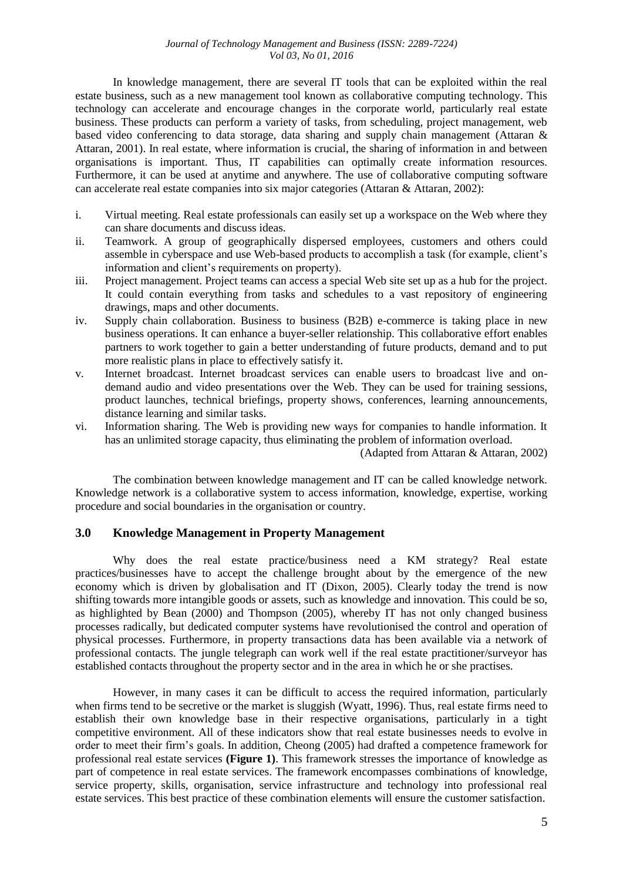In knowledge management, there are several IT tools that can be exploited within the real estate business, such as a new management tool known as collaborative computing technology. This technology can accelerate and encourage changes in the corporate world, particularly real estate business. These products can perform a variety of tasks, from scheduling, project management, web based video conferencing to data storage, data sharing and supply chain management (Attaran & Attaran, 2001). In real estate, where information is crucial, the sharing of information in and between organisations is important. Thus, IT capabilities can optimally create information resources. Furthermore, it can be used at anytime and anywhere. The use of collaborative computing software can accelerate real estate companies into six major categories (Attaran & Attaran, 2002):

i. Virtual meeting. Real estate professionals can easily set up a workspace on the Web where they can share documents and discuss ideas.
ii. Teamwork. A group of geographically dispersed employees, customers and others could assemble in cyberspace and use Web-based products to accomplish a task (for example, client's information and client's requirements on property).
iii. Project management. Project teams can access a special Web site set up as a hub for the project. It could contain everything from tasks and schedules to a vast repository of engineering drawings, maps and other documents.
iv. Supply chain collaboration. Business to business (B2B) e-commerce is taking place in new business operations. It can enhance a buyer-seller relationship. This collaborative effort enables partners to work together to gain a better understanding of future products, demand and to put more realistic plans in place to effectively satisfy it.
v. Internet broadcast. Internet broadcast services can enable users to broadcast live and on-demand audio and video presentations over the Web. They can be used for training sessions, product launches, technical briefings, property shows, conferences, learning announcements, distance learning and similar tasks.
vi. Information sharing. The Web is providing new ways for companies to handle information. It has an unlimited storage capacity, thus eliminating the problem of information overload.

(Adapted from Attaran & Attaran, 2002)

The combination between knowledge management and IT can be called knowledge network. Knowledge network is a collaborative system to access information, knowledge, expertise, working procedure and social boundaries in the organisation or country.

## 3.0 Knowledge Management in Property Management

Why does the real estate practice/business need a KM strategy? Real estate practices/businesses have to accept the challenge brought about by the emergence of the new economy which is driven by globalisation and IT (Dixon, 2005). Clearly today the trend is now shifting towards more intangible goods or assets, such as knowledge and innovation. This could be so, as highlighted by Bean (2000) and Thompson (2005), whereby IT has not only changed business processes radically, but dedicated computer systems have revolutionised the control and operation of physical processes. Furthermore, in property transactions data has been available via a network of professional contacts. The jungle telegraph can work well if the real estate practitioner/surveyor has established contacts throughout the property sector and in the area in which he or she practises.

However, in many cases it can be difficult to access the required information, particularly when firms tend to be secretive or the market is sluggish (Wyatt, 1996). Thus, real estate firms need to establish their own knowledge base in their respective organisations, particularly in a tight competitive environment. All of these indicators show that real estate businesses needs to evolve in order to meet their firm's goals. In addition, Cheong (2005) had drafted a competence framework for professional real estate services **(Figure 1)**. This framework stresses the importance of knowledge as part of competence in real estate services. The framework encompasses combinations of knowledge, service property, skills, organisation, service infrastructure and technology into professional real estate services. This best practice of these combination elements will ensure the customer satisfaction.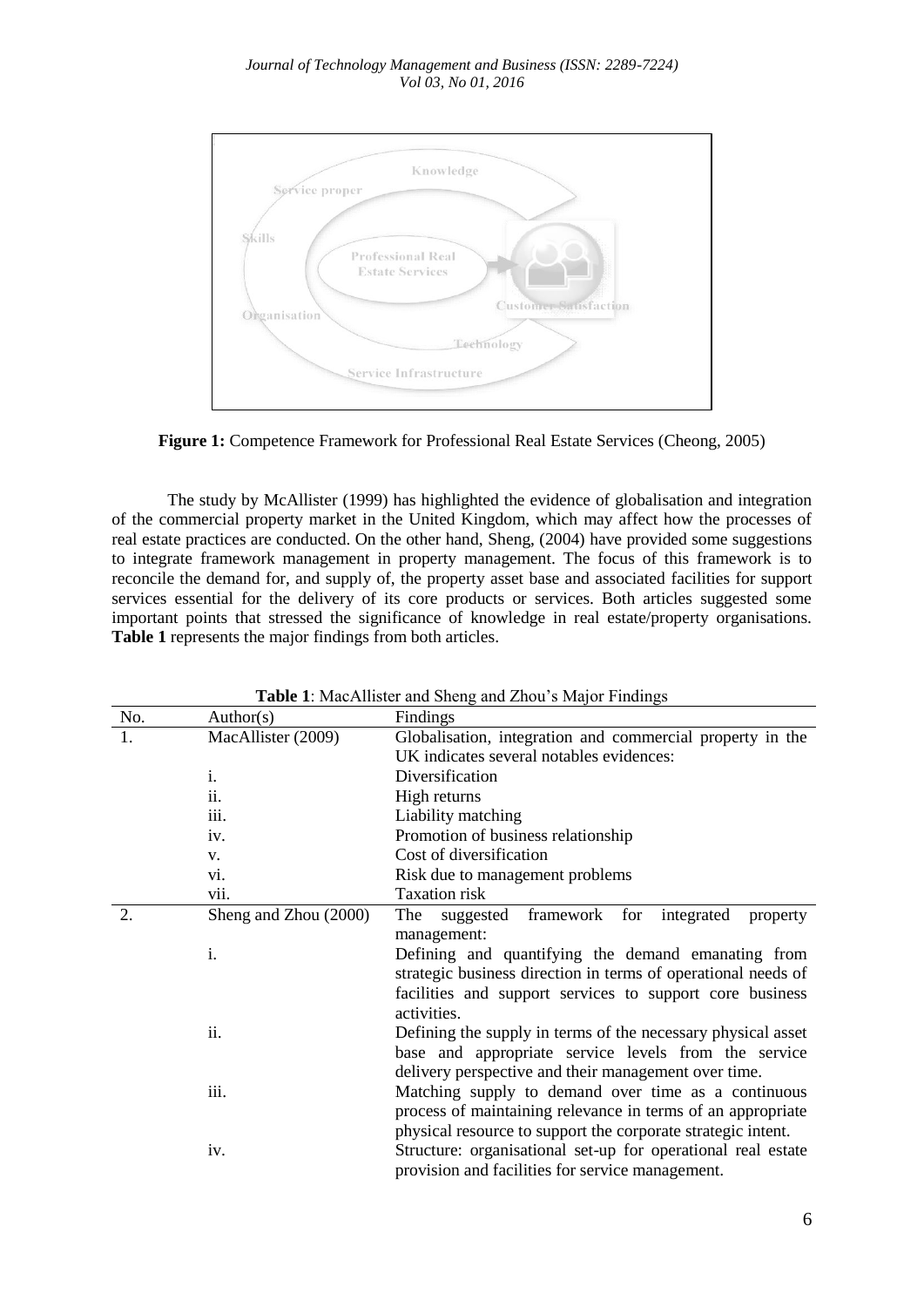**Figure 1:** Competence Framework for Professional Real Estate Services (Cheong, 2005)

The study by McAllister (1999) has highlighted the evidence of globalisation and integration of the commercial property market in the United Kingdom, which may affect how the processes of real estate practices are conducted. On the other hand, Sheng, (2004) have provided some suggestions to integrate framework management in property management. The focus of this framework is to reconcile the demand for, and supply of, the property asset base and associated facilities for support services essential for the delivery of its core products or services. Both articles suggested some important points that stressed the significance of knowledge in real estate/property organisations. **Table 1** represents the major findings from both articles.

**Table 1**: MacAllister and Sheng and Zhou's Major Findings

| No. | Author(s) | Findings |
|---|---|---|
| 1. | MacAllister (2009) | Globalisation, integration and commercial property in the UK indicates several notables evidences: |
| | i. | Diversification |
| | ii. | High returns |
| | iii. | Liability matching |
| | iv. | Promotion of business relationship |
| | v. | Cost of diversification |
| | vi. | Risk due to management problems |
| | vii. | Taxation risk |
| 2. | Sheng and Zhou (2000) | The suggested framework for integrated property management: |
| | i. | Defining and quantifying the demand emanating from strategic business direction in terms of operational needs of facilities and support services to support core business activities. |
| | ii. | Defining the supply in terms of the necessary physical asset base and appropriate service levels from the service delivery perspective and their management over time. |
| | iii. | Matching supply to demand over time as a continuous process of maintaining relevance in terms of an appropriate physical resource to support the corporate strategic intent. |
| | iv. | Structure: organisational set-up for operational real estate provision and facilities for service management. |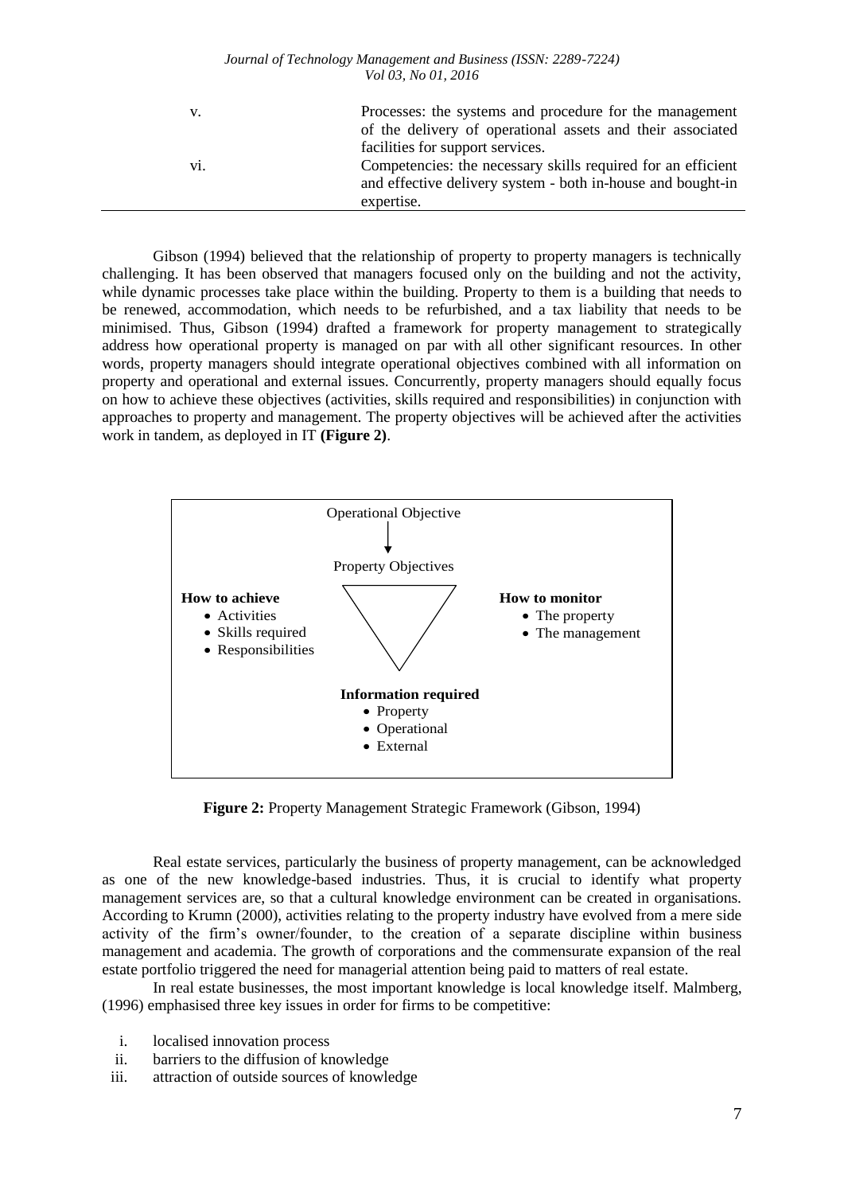| | |
|---|---|
| v. | Processes: the systems and procedure for the management of the delivery of operational assets and their associated facilities for support services. |
| vi. | Competencies: the necessary skills required for an efficient and effective delivery system - both in-house and bought-in expertise. |

Gibson (1994) believed that the relationship of property to property managers is technically challenging. It has been observed that managers focused only on the building and not the activity, while dynamic processes take place within the building. Property to them is a building that needs to be renewed, accommodation, which needs to be refurbished, and a tax liability that needs to be minimised. Thus, Gibson (1994) drafted a framework for property management to strategically address how operational property is managed on par with all other significant resources. In other words, property managers should integrate operational objectives combined with all information on property and operational and external issues. Concurrently, property managers should equally focus on how to achieve these objectives (activities, skills required and responsibilities) in conjunction with approaches to property and management. The property objectives will be achieved after the activities work in tandem, as deployed in IT **(Figure 2)**.

Operational Objective

↓

Property Objectives

**How to achieve**
- Activities
- Skills required
- Responsibilities

**How to monitor**
- The property
- The management

**Information required**
- Property
- Operational
- External

**Figure 2:** Property Management Strategic Framework (Gibson, 1994)

Real estate services, particularly the business of property management, can be acknowledged as one of the new knowledge-based industries. Thus, it is crucial to identify what property management services are, so that a cultural knowledge environment can be created in organisations. According to Krumn (2000), activities relating to the property industry have evolved from a mere side activity of the firm's owner/founder, to the creation of a separate discipline within business management and academia. The growth of corporations and the commensurate expansion of the real estate portfolio triggered the need for managerial attention being paid to matters of real estate.

In real estate businesses, the most important knowledge is local knowledge itself. Malmberg, (1996) emphasised three key issues in order for firms to be competitive:

i. localised innovation process
ii. barriers to the diffusion of knowledge
iii. attraction of outside sources of knowledge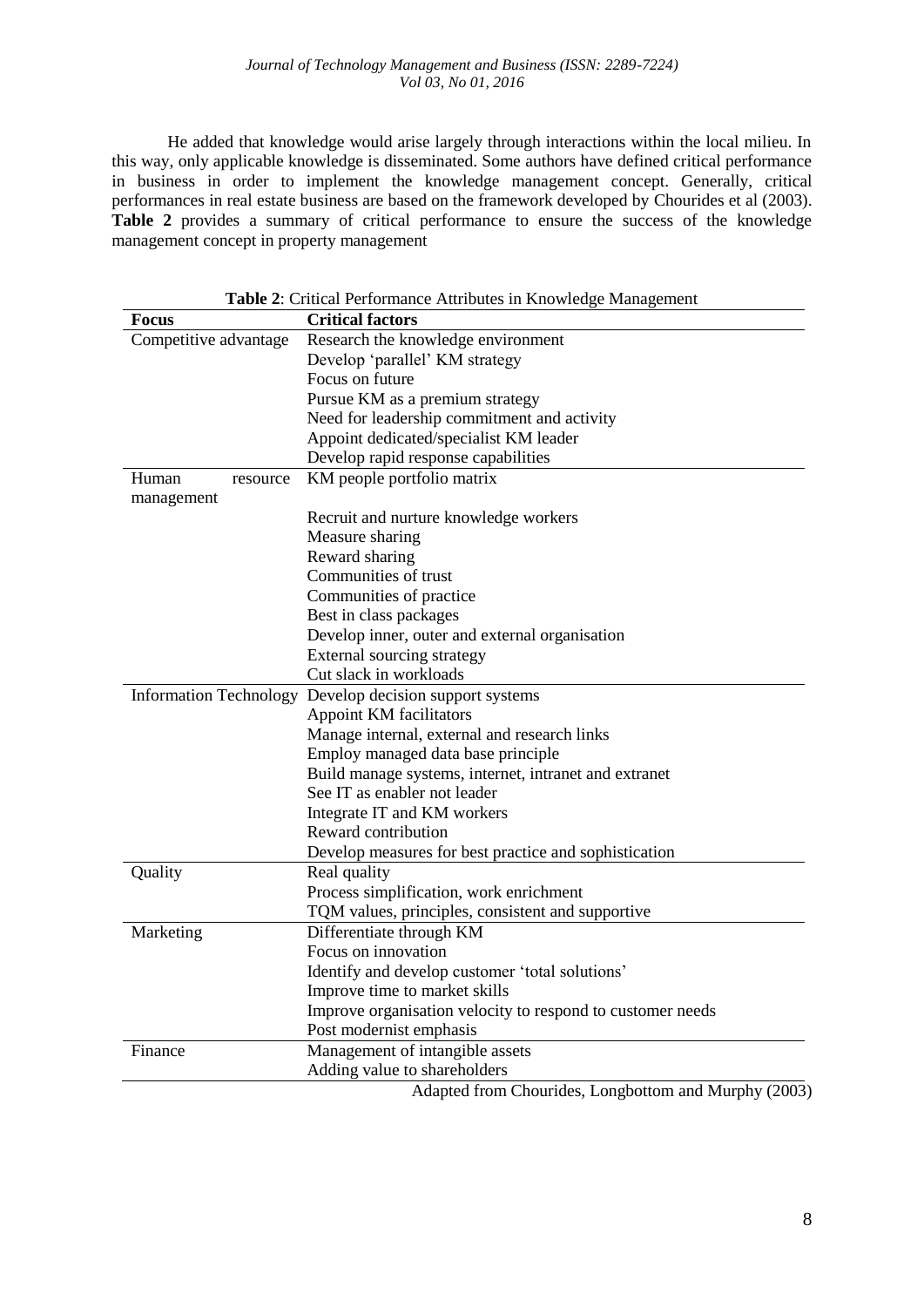He added that knowledge would arise largely through interactions within the local milieu. In this way, only applicable knowledge is disseminated. Some authors have defined critical performance in business in order to implement the knowledge management concept. Generally, critical performances in real estate business are based on the framework developed by Chourides et al (2003). **Table 2** provides a summary of critical performance to ensure the success of the knowledge management concept in property management

**Table 2**: Critical Performance Attributes in Knowledge Management

| Focus | Critical factors |
|---|---|
| Competitive advantage | Research the knowledge environment |
| | Develop 'parallel' KM strategy |
| | Focus on future |
| | Pursue KM as a premium strategy |
| | Need for leadership commitment and activity |
| | Appoint dedicated/specialist KM leader |
| | Develop rapid response capabilities |
| Human resource management | KM people portfolio matrix |
| | Recruit and nurture knowledge workers |
| | Measure sharing |
| | Reward sharing |
| | Communities of trust |
| | Communities of practice |
| | Best in class packages |
| | Develop inner, outer and external organisation |
| | External sourcing strategy |
| | Cut slack in workloads |
| Information Technology | Develop decision support systems |
| | Appoint KM facilitators |
| | Manage internal, external and research links |
| | Employ managed data base principle |
| | Build manage systems, internet, intranet and extranet |
| | See IT as enabler not leader |
| | Integrate IT and KM workers |
| | Reward contribution |
| | Develop measures for best practice and sophistication |
| Quality | Real quality |
| | Process simplification, work enrichment |
| | TQM values, principles, consistent and supportive |
| Marketing | Differentiate through KM |
| | Focus on innovation |
| | Identify and develop customer 'total solutions' |
| | Improve time to market skills |
| | Improve organisation velocity to respond to customer needs |
| | Post modernist emphasis |
| Finance | Management of intangible assets |
| | Adding value to shareholders |

Adapted from Chourides, Longbottom and Murphy (2003)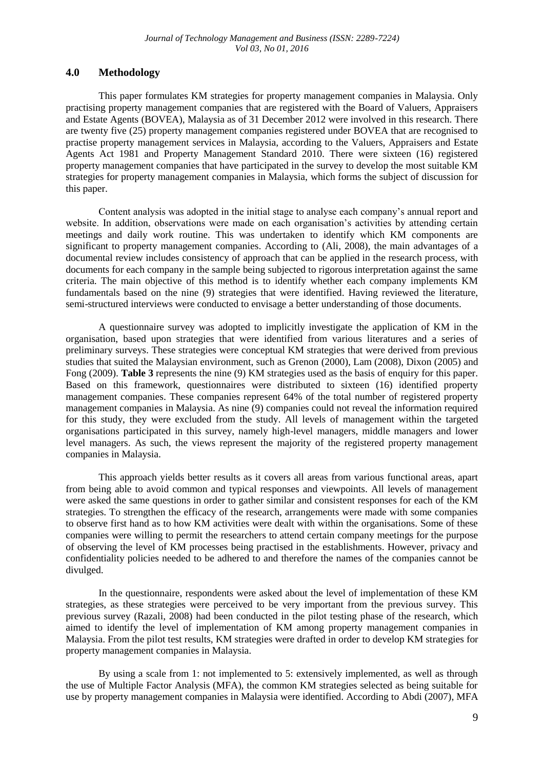## 4.0 Methodology

This paper formulates KM strategies for property management companies in Malaysia. Only practising property management companies that are registered with the Board of Valuers, Appraisers and Estate Agents (BOVEA), Malaysia as of 31 December 2012 were involved in this research. There are twenty five (25) property management companies registered under BOVEA that are recognised to practise property management services in Malaysia, according to the Valuers, Appraisers and Estate Agents Act 1981 and Property Management Standard 2010. There were sixteen (16) registered property management companies that have participated in the survey to develop the most suitable KM strategies for property management companies in Malaysia, which forms the subject of discussion for this paper.

Content analysis was adopted in the initial stage to analyse each company's annual report and website. In addition, observations were made on each organisation's activities by attending certain meetings and daily work routine. This was undertaken to identify which KM components are significant to property management companies. According to (Ali, 2008), the main advantages of a documental review includes consistency of approach that can be applied in the research process, with documents for each company in the sample being subjected to rigorous interpretation against the same criteria. The main objective of this method is to identify whether each company implements KM fundamentals based on the nine (9) strategies that were identified. Having reviewed the literature, semi-structured interviews were conducted to envisage a better understanding of those documents.

A questionnaire survey was adopted to implicitly investigate the application of KM in the organisation, based upon strategies that were identified from various literatures and a series of preliminary surveys. These strategies were conceptual KM strategies that were derived from previous studies that suited the Malaysian environment, such as Grenon (2000), Lam (2008), Dixon (2005) and Fong (2009). **Table 3** represents the nine (9) KM strategies used as the basis of enquiry for this paper. Based on this framework, questionnaires were distributed to sixteen (16) identified property management companies. These companies represent 64% of the total number of registered property management companies in Malaysia. As nine (9) companies could not reveal the information required for this study, they were excluded from the study. All levels of management within the targeted organisations participated in this survey, namely high-level managers, middle managers and lower level managers. As such, the views represent the majority of the registered property management companies in Malaysia.

This approach yields better results as it covers all areas from various functional areas, apart from being able to avoid common and typical responses and viewpoints. All levels of management were asked the same questions in order to gather similar and consistent responses for each of the KM strategies. To strengthen the efficacy of the research, arrangements were made with some companies to observe first hand as to how KM activities were dealt with within the organisations. Some of these companies were willing to permit the researchers to attend certain company meetings for the purpose of observing the level of KM processes being practised in the establishments. However, privacy and confidentiality policies needed to be adhered to and therefore the names of the companies cannot be divulged.

In the questionnaire, respondents were asked about the level of implementation of these KM strategies, as these strategies were perceived to be very important from the previous survey. This previous survey (Razali, 2008) had been conducted in the pilot testing phase of the research, which aimed to identify the level of implementation of KM among property management companies in Malaysia. From the pilot test results, KM strategies were drafted in order to develop KM strategies for property management companies in Malaysia.

By using a scale from 1: not implemented to 5: extensively implemented, as well as through the use of Multiple Factor Analysis (MFA), the common KM strategies selected as being suitable for use by property management companies in Malaysia were identified. According to Abdi (2007), MFA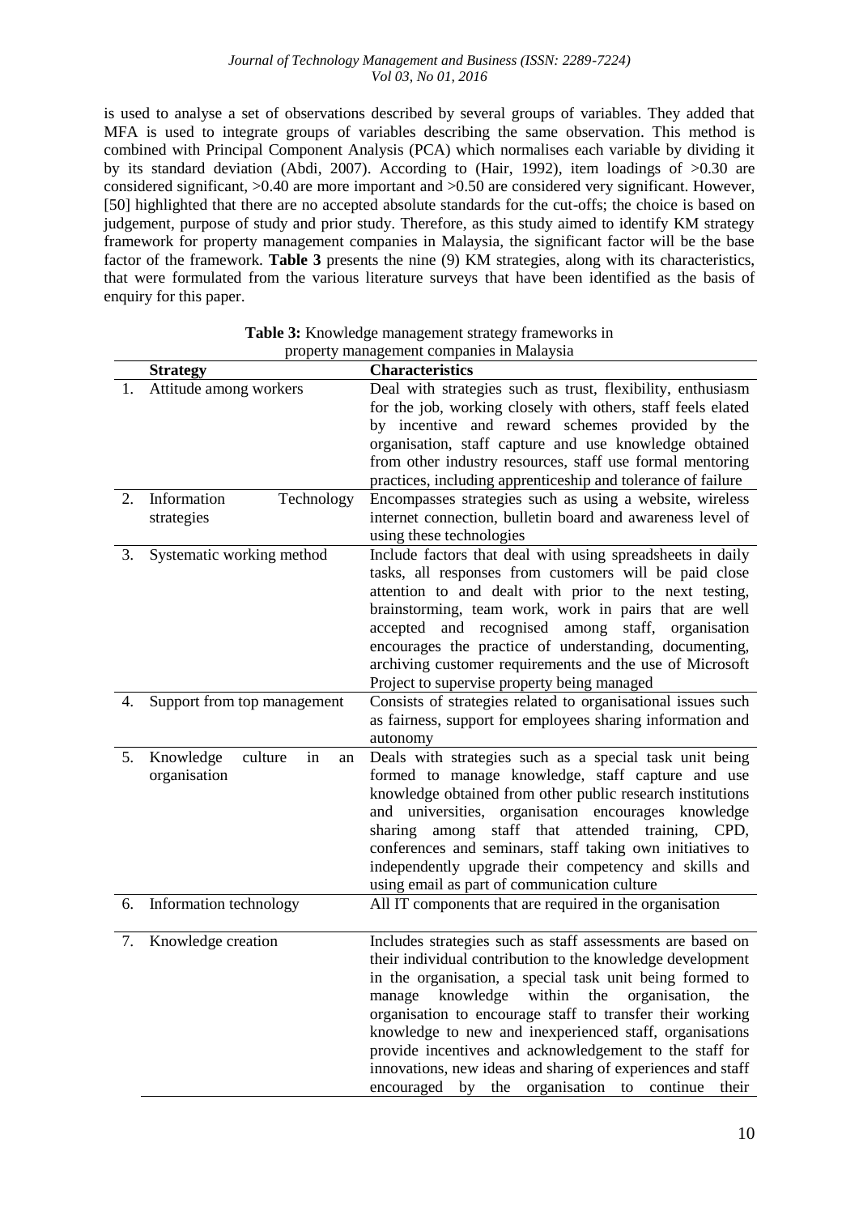is used to analyse a set of observations described by several groups of variables. They added that MFA is used to integrate groups of variables describing the same observation. This method is combined with Principal Component Analysis (PCA) which normalises each variable by dividing it by its standard deviation (Abdi, 2007). According to (Hair, 1992), item loadings of >0.30 are considered significant, >0.40 are more important and >0.50 are considered very significant. However, [50] highlighted that there are no accepted absolute standards for the cut-offs; the choice is based on judgement, purpose of study and prior study. Therefore, as this study aimed to identify KM strategy framework for property management companies in Malaysia, the significant factor will be the base factor of the framework. **Table 3** presents the nine (9) KM strategies, along with its characteristics, that were formulated from the various literature surveys that have been identified as the basis of enquiry for this paper.

**Table 3:** Knowledge management strategy frameworks in property management companies in Malaysia

| | Strategy | Characteristics |
|---|---|---|
| 1. | Attitude among workers | Deal with strategies such as trust, flexibility, enthusiasm for the job, working closely with others, staff feels elated by incentive and reward schemes provided by the organisation, staff capture and use knowledge obtained from other industry resources, staff use formal mentoring practices, including apprenticeship and tolerance of failure |
| 2. | Information Technology strategies | Encompasses strategies such as using a website, wireless internet connection, bulletin board and awareness level of using these technologies |
| 3. | Systematic working method | Include factors that deal with using spreadsheets in daily tasks, all responses from customers will be paid close attention to and dealt with prior to the next testing, brainstorming, team work, work in pairs that are well accepted and recognised among staff, organisation encourages the practice of understanding, documenting, archiving customer requirements and the use of Microsoft Project to supervise property being managed |
| 4. | Support from top management | Consists of strategies related to organisational issues such as fairness, support for employees sharing information and autonomy |
| 5. | Knowledge culture in an organisation | Deals with strategies such as a special task unit being formed to manage knowledge, staff capture and use knowledge obtained from other public research institutions and universities, organisation encourages knowledge sharing among staff that attended training, CPD, conferences and seminars, staff taking own initiatives to independently upgrade their competency and skills and using email as part of communication culture |
| 6. | Information technology | All IT components that are required in the organisation |
| 7. | Knowledge creation | Includes strategies such as staff assessments are based on their individual contribution to the knowledge development in the organisation, a special task unit being formed to manage knowledge within the organisation, the organisation to encourage staff to transfer their working knowledge to new and inexperienced staff, organisations provide incentives and acknowledgement to the staff for innovations, new ideas and sharing of experiences and staff encouraged by the organisation to continue their |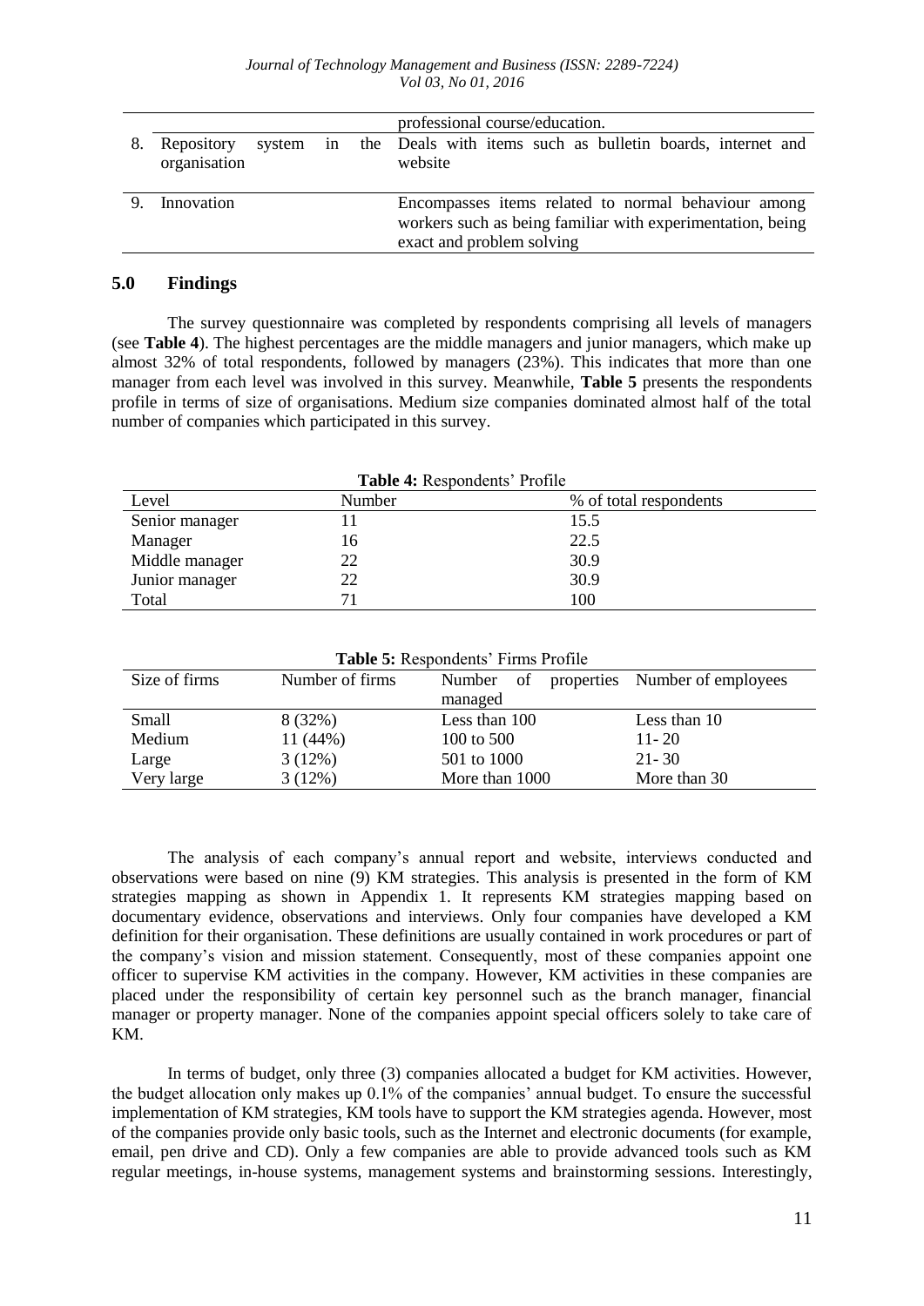| | | |
|---|---|---|
| | | professional course/education. |
| 8. | Repository system in the organisation | Deals with items such as bulletin boards, internet and website |
| 9. | Innovation | Encompasses items related to normal behaviour among workers such as being familiar with experimentation, being exact and problem solving |

## 5.0 Findings

The survey questionnaire was completed by respondents comprising all levels of managers (see **Table 4**). The highest percentages are the middle managers and junior managers, which make up almost 32% of total respondents, followed by managers (23%). This indicates that more than one manager from each level was involved in this survey. Meanwhile, **Table 5** presents the respondents profile in terms of size of organisations. Medium size companies dominated almost half of the total number of companies which participated in this survey.

**Table 4:** Respondents' Profile

| Level | Number | % of total respondents |
|---|---|---|
| Senior manager | 11 | 15.5 |
| Manager | 16 | 22.5 |
| Middle manager | 22 | 30.9 |
| Junior manager | 22 | 30.9 |
| Total | 71 | 100 |

**Table 5:** Respondents' Firms Profile

| Size of firms | Number of firms | Number of properties managed | Number of employees |
|---|---|---|---|
| Small | 8 (32%) | Less than 100 | Less than 10 |
| Medium | 11 (44%) | 100 to 500 | 11- 20 |
| Large | 3 (12%) | 501 to 1000 | 21- 30 |
| Very large | 3 (12%) | More than 1000 | More than 30 |

The analysis of each company's annual report and website, interviews conducted and observations were based on nine (9) KM strategies. This analysis is presented in the form of KM strategies mapping as shown in Appendix 1. It represents KM strategies mapping based on documentary evidence, observations and interviews. Only four companies have developed a KM definition for their organisation. These definitions are usually contained in work procedures or part of the company's vision and mission statement. Consequently, most of these companies appoint one officer to supervise KM activities in the company. However, KM activities in these companies are placed under the responsibility of certain key personnel such as the branch manager, financial manager or property manager. None of the companies appoint special officers solely to take care of KM.

In terms of budget, only three (3) companies allocated a budget for KM activities. However, the budget allocation only makes up 0.1% of the companies' annual budget. To ensure the successful implementation of KM strategies, KM tools have to support the KM strategies agenda. However, most of the companies provide only basic tools, such as the Internet and electronic documents (for example, email, pen drive and CD). Only a few companies are able to provide advanced tools such as KM regular meetings, in-house systems, management systems and brainstorming sessions. Interestingly,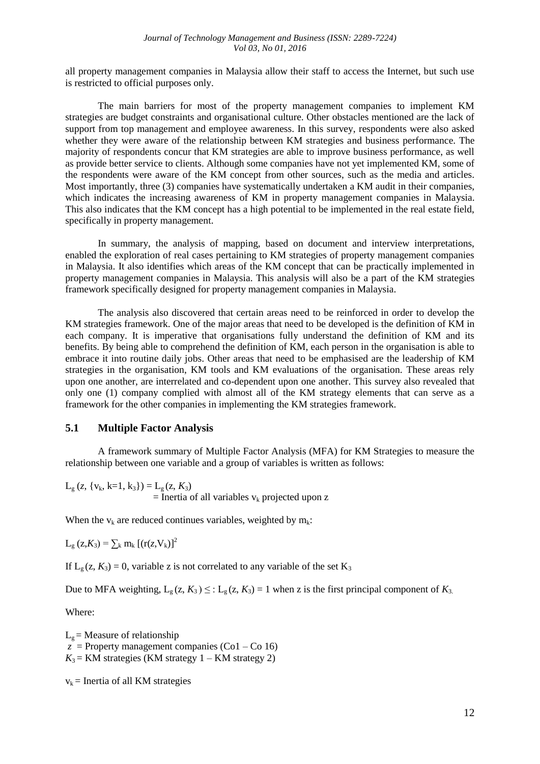all property management companies in Malaysia allow their staff to access the Internet, but such use is restricted to official purposes only.

The main barriers for most of the property management companies to implement KM strategies are budget constraints and organisational culture. Other obstacles mentioned are the lack of support from top management and employee awareness. In this survey, respondents were also asked whether they were aware of the relationship between KM strategies and business performance. The majority of respondents concur that KM strategies are able to improve business performance, as well as provide better service to clients. Although some companies have not yet implemented KM, some of the respondents were aware of the KM concept from other sources, such as the media and articles. Most importantly, three (3) companies have systematically undertaken a KM audit in their companies, which indicates the increasing awareness of KM in property management companies in Malaysia. This also indicates that the KM concept has a high potential to be implemented in the real estate field, specifically in property management.

In summary, the analysis of mapping, based on document and interview interpretations, enabled the exploration of real cases pertaining to KM strategies of property management companies in Malaysia. It also identifies which areas of the KM concept that can be practically implemented in property management companies in Malaysia. This analysis will also be a part of the KM strategies framework specifically designed for property management companies in Malaysia.

The analysis also discovered that certain areas need to be reinforced in order to develop the KM strategies framework. One of the major areas that need to be developed is the definition of KM in each company. It is imperative that organisations fully understand the definition of KM and its benefits. By being able to comprehend the definition of KM, each person in the organisation is able to embrace it into routine daily jobs. Other areas that need to be emphasised are the leadership of KM strategies in the organisation, KM tools and KM evaluations of the organisation. These areas rely upon one another, are interrelated and co-dependent upon one another. This survey also revealed that only one (1) company complied with almost all of the KM strategy elements that can serve as a framework for the other companies in implementing the KM strategies framework.

## 5.1 Multiple Factor Analysis

A framework summary of Multiple Factor Analysis (MFA) for KM Strategies to measure the relationship between one variable and a group of variables is written as follows:

$$L_g(z, \{v_k, k=1, k_3\}) = L_g(z, K_3)$$

$$= \text{Inertia of all variables } v_k \text{ projected upon z}$$

When the $v_k$ are reduced continues variables, weighted by $m_k$:

$$L_g(z, K_3) = \sum_k m_k [(r(z, V_k)]^2$$

If $L_g(z, K_3) = 0$, variable z is not correlated to any variable of the set $K_3$

Due to MFA weighting, $L_g(z, K_3) \leq : L_g(z, K_3) = 1$ when z is the first principal component of $K_3$.

Where:

$L_g$ = Measure of relationship
$z$ = Property management companies (Co1 – Co 16)
$K_3$ = KM strategies (KM strategy 1 – KM strategy 2)

$v_k$ = Inertia of all KM strategies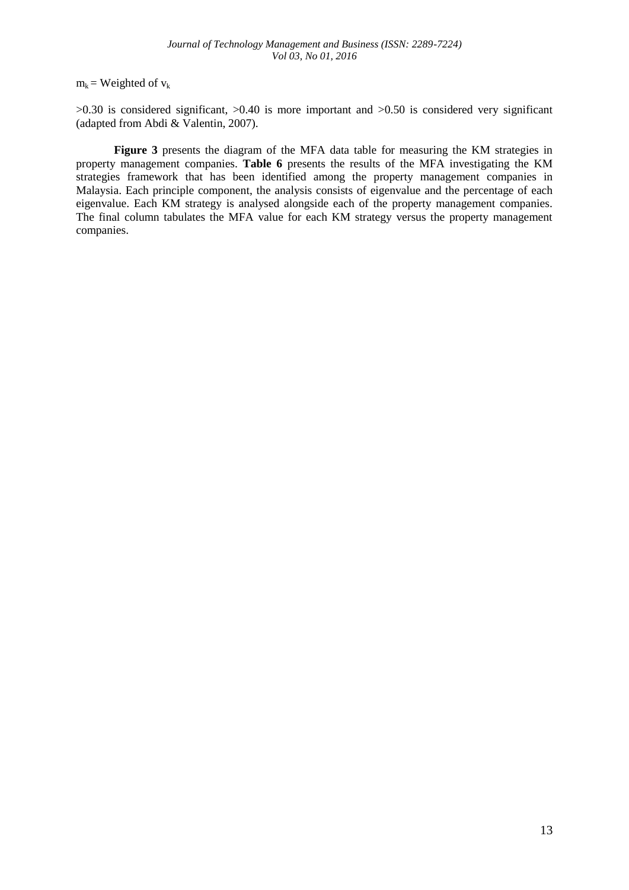$m_k$ = Weighted of $v_k$

>0.30 is considered significant, >0.40 is more important and >0.50 is considered very significant (adapted from Abdi & Valentin, 2007).

**Figure 3** presents the diagram of the MFA data table for measuring the KM strategies in property management companies. **Table 6** presents the results of the MFA investigating the KM strategies framework that has been identified among the property management companies in Malaysia. Each principle component, the analysis consists of eigenvalue and the percentage of each eigenvalue. Each KM strategy is analysed alongside each of the property management companies. The final column tabulates the MFA value for each KM strategy versus the property management companies.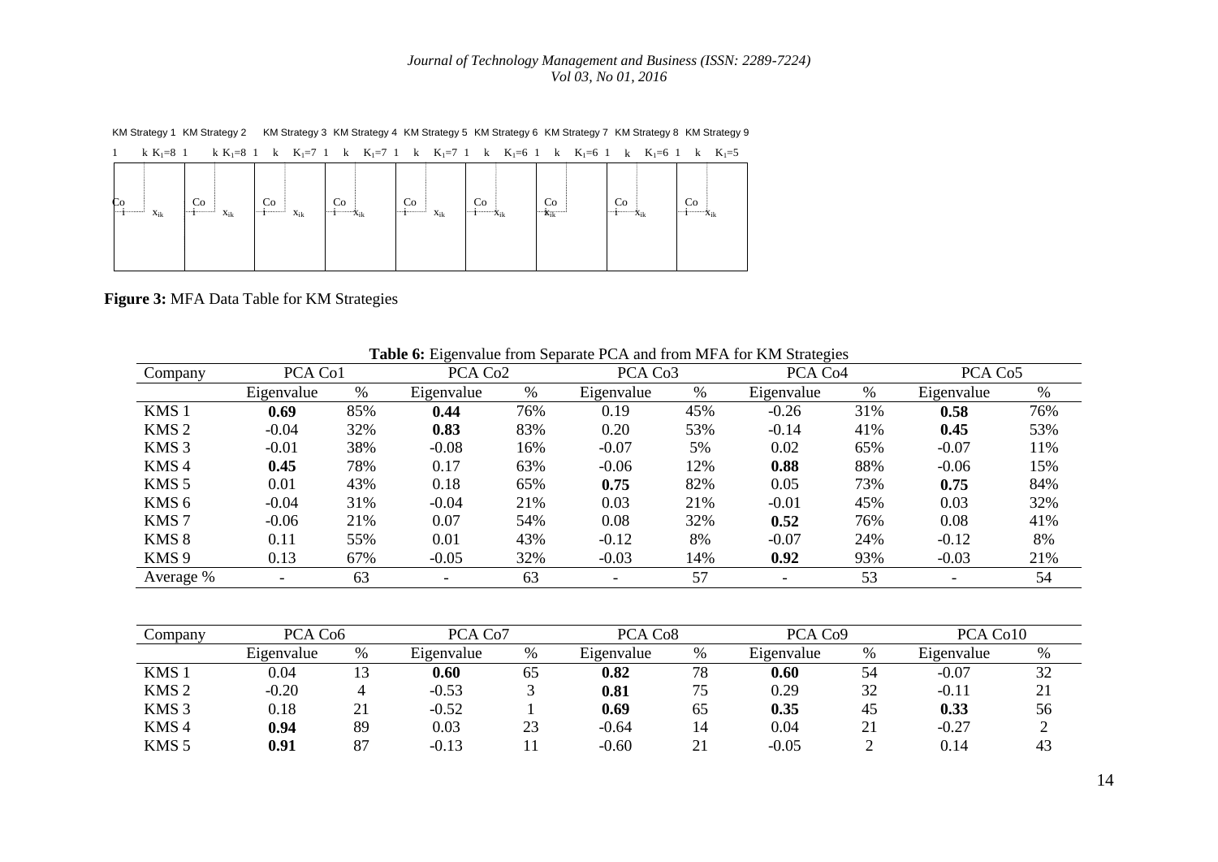KM Strategy 1 KM Strategy 2 KM Strategy 3 KM Strategy 4 KM Strategy 5 KM Strategy 6 KM Strategy 7 KM Strategy 8 KM Strategy 9

| 1 k $K_1$=8 | 1 k $K_1$=8 | 1 k $K_1$=7 | 1 k $K_1$=7 | 1 k $K_1$=7 | 1 k $K_1$=6 | 1 k $K_1$=6 | 1 k $K_1$=6 | 1 k $K_1$=5 |
|---|---|---|---|---|---|---|---|---|
| Co i $x_{ik}$ | Co i $x_{ik}$ | Co i $x_{ik}$ | Co i $x_{ik}$ | Co i $x_{ik}$ | Co i $x_{ik}$ | Co $x_{ik}$ | Co i $x_{ik}$ | Co i $x_{ik}$ |

**Figure 3:** MFA Data Table for KM Strategies

**Table 6:** Eigenvalue from Separate PCA and from MFA for KM Strategies

| Company | PCA Co1 | | PCA Co2 | | PCA Co3 | | PCA Co4 | | PCA Co5 | |
|---|---|---|---|---|---|---|---|---|---|---|
| | Eigenvalue | % | Eigenvalue | % | Eigenvalue | % | Eigenvalue | % | Eigenvalue | % |
| KMS 1 | **0.69** | 85% | **0.44** | 76% | 0.19 | 45% | -0.26 | 31% | **0.58** | 76% |
| KMS 2 | -0.04 | 32% | **0.83** | 83% | 0.20 | 53% | -0.14 | 41% | **0.45** | 53% |
| KMS 3 | -0.01 | 38% | -0.08 | 16% | -0.07 | 5% | 0.02 | 65% | -0.07 | 11% |
| KMS 4 | **0.45** | 78% | 0.17 | 63% | -0.06 | 12% | **0.88** | 88% | -0.06 | 15% |
| KMS 5 | 0.01 | 43% | 0.18 | 65% | **0.75** | 82% | 0.05 | 73% | **0.75** | 84% |
| KMS 6 | -0.04 | 31% | -0.04 | 21% | 0.03 | 21% | -0.01 | 45% | 0.03 | 32% |
| KMS 7 | -0.06 | 21% | 0.07 | 54% | 0.08 | 32% | **0.52** | 76% | 0.08 | 41% |
| KMS 8 | 0.11 | 55% | 0.01 | 43% | -0.12 | 8% | -0.07 | 24% | -0.12 | 8% |
| KMS 9 | 0.13 | 67% | -0.05 | 32% | -0.03 | 14% | **0.92** | 93% | -0.03 | 21% |
| Average % | - | 63 | - | 63 | - | 57 | - | 53 | - | 54 |

| Company | PCA Co6 | | PCA Co7 | | PCA Co8 | | PCA Co9 | | PCA Co10 | |
|---|---|---|---|---|---|---|---|---|---|---|
| | Eigenvalue | % | Eigenvalue | % | Eigenvalue | % | Eigenvalue | % | Eigenvalue | % |
| KMS 1 | 0.04 | 13 | **0.60** | 65 | **0.82** | 78 | **0.60** | 54 | -0.07 | 32 |
| KMS 2 | -0.20 | 4 | -0.53 | 3 | **0.81** | 75 | 0.29 | 32 | -0.11 | 21 |
| KMS 3 | 0.18 | 21 | -0.52 | 1 | **0.69** | 65 | **0.35** | 45 | **0.33** | 56 |
| KMS 4 | **0.94** | 89 | 0.03 | 23 | -0.64 | 14 | 0.04 | 21 | -0.27 | 2 |
| KMS 5 | **0.91** | 87 | -0.13 | 11 | -0.60 | 21 | -0.05 | 2 | 0.14 | 43 |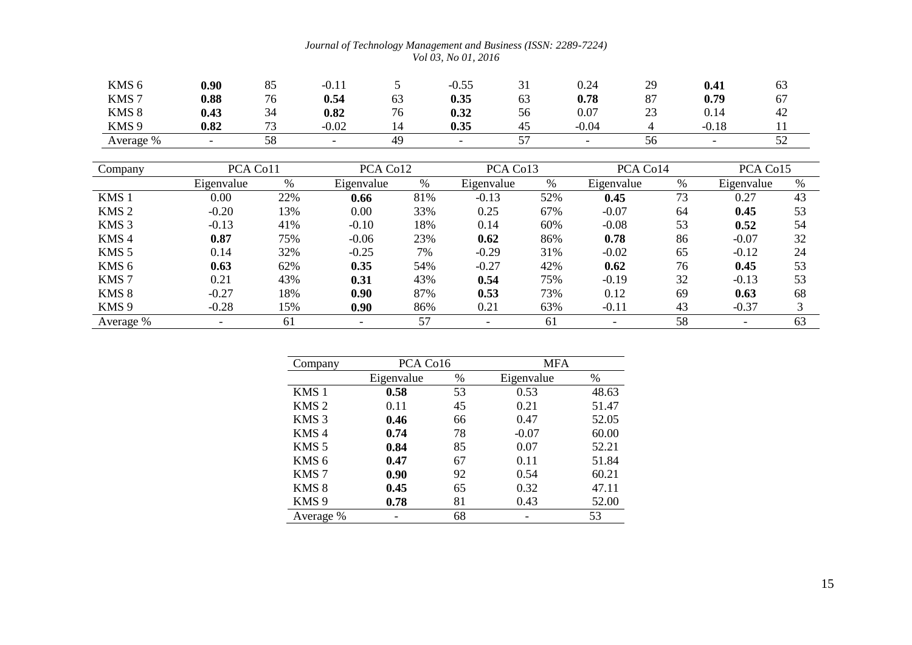| | | | | | | | | | | |
|---|---|---|---|---|---|---|---|---|---|---|
| KMS 6 | **0.90** | 85 | -0.11 | 5 | -0.55 | 31 | 0.24 | 29 | **0.41** | 63 |
| KMS 7 | **0.88** | 76 | **0.54** | 63 | **0.35** | 63 | **0.78** | 87 | **0.79** | 67 |
| KMS 8 | **0.43** | 34 | **0.82** | 76 | **0.32** | 56 | 0.07 | 23 | 0.14 | 42 |
| KMS 9 | **0.82** | 73 | -0.02 | 14 | **0.35** | 45 | -0.04 | 4 | -0.18 | 11 |
| Average % | - | 58 | - | 49 | - | 57 | - | 56 | - | 52 |

| Company | PCA Co11 | | PCA Co12 | | PCA Co13 | | PCA Co14 | | PCA Co15 | |
|---|---|---|---|---|---|---|---|---|---|---|
| | Eigenvalue | % | Eigenvalue | % | Eigenvalue | % | Eigenvalue | % | Eigenvalue | % |
| KMS 1 | 0.00 | 22% | **0.66** | 81% | -0.13 | 52% | **0.45** | 73 | 0.27 | 43 |
| KMS 2 | -0.20 | 13% | 0.00 | 33% | 0.25 | 67% | -0.07 | 64 | **0.45** | 53 |
| KMS 3 | -0.13 | 41% | -0.10 | 18% | 0.14 | 60% | -0.08 | 53 | **0.52** | 54 |
| KMS 4 | **0.87** | 75% | -0.06 | 23% | **0.62** | 86% | **0.78** | 86 | -0.07 | 32 |
| KMS 5 | 0.14 | 32% | -0.25 | 7% | -0.29 | 31% | -0.02 | 65 | -0.12 | 24 |
| KMS 6 | **0.63** | 62% | **0.35** | 54% | -0.27 | 42% | **0.62** | 76 | **0.45** | 53 |
| KMS 7 | 0.21 | 43% | **0.31** | 43% | **0.54** | 75% | -0.19 | 32 | -0.13 | 53 |
| KMS 8 | -0.27 | 18% | **0.90** | 87% | **0.53** | 73% | 0.12 | 69 | **0.63** | 68 |
| KMS 9 | -0.28 | 15% | **0.90** | 86% | 0.21 | 63% | -0.11 | 43 | -0.37 | 3 |
| Average % | - | 61 | - | 57 | - | 61 | - | 58 | - | 63 |

| Company | PCA Co16 | | MFA | |
|---|---|---|---|---|
| | Eigenvalue | % | Eigenvalue | % |
| KMS 1 | **0.58** | 53 | 0.53 | 48.63 |
| KMS 2 | 0.11 | 45 | 0.21 | 51.47 |
| KMS 3 | **0.46** | 66 | 0.47 | 52.05 |
| KMS 4 | **0.74** | 78 | -0.07 | 60.00 |
| KMS 5 | **0.84** | 85 | 0.07 | 52.21 |
| KMS 6 | **0.47** | 67 | 0.11 | 51.84 |
| KMS 7 | **0.90** | 92 | 0.54 | 60.21 |
| KMS 8 | **0.45** | 65 | 0.32 | 47.11 |
| KMS 9 | **0.78** | 81 | 0.43 | 52.00 |
| Average % | - | 68 | - | 53 |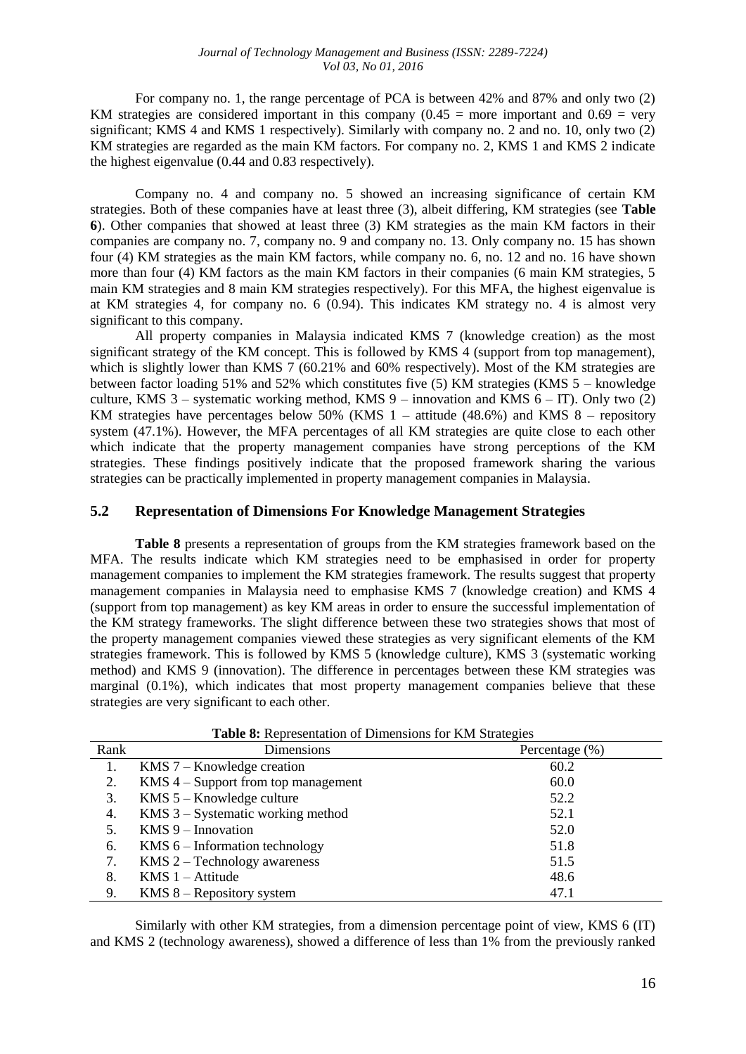For company no. 1, the range percentage of PCA is between 42% and 87% and only two (2) KM strategies are considered important in this company (0.45 = more important and 0.69 = very significant; KMS 4 and KMS 1 respectively). Similarly with company no. 2 and no. 10, only two (2) KM strategies are regarded as the main KM factors. For company no. 2, KMS 1 and KMS 2 indicate the highest eigenvalue (0.44 and 0.83 respectively).

Company no. 4 and company no. 5 showed an increasing significance of certain KM strategies. Both of these companies have at least three (3), albeit differing, KM strategies (see **Table 6**). Other companies that showed at least three (3) KM strategies as the main KM factors in their companies are company no. 7, company no. 9 and company no. 13. Only company no. 15 has shown four (4) KM strategies as the main KM factors, while company no. 6, no. 12 and no. 16 have shown more than four (4) KM factors as the main KM factors in their companies (6 main KM strategies, 5 main KM strategies and 8 main KM strategies respectively). For this MFA, the highest eigenvalue is at KM strategies 4, for company no. 6 (0.94). This indicates KM strategy no. 4 is almost very significant to this company.

All property companies in Malaysia indicated KMS 7 (knowledge creation) as the most significant strategy of the KM concept. This is followed by KMS 4 (support from top management), which is slightly lower than KMS 7 (60.21% and 60% respectively). Most of the KM strategies are between factor loading 51% and 52% which constitutes five (5) KM strategies (KMS 5 – knowledge culture, KMS 3 – systematic working method, KMS 9 – innovation and KMS 6 – IT). Only two (2) KM strategies have percentages below 50% (KMS 1 – attitude (48.6%) and KMS 8 – repository system (47.1%). However, the MFA percentages of all KM strategies are quite close to each other which indicate that the property management companies have strong perceptions of the KM strategies. These findings positively indicate that the proposed framework sharing the various strategies can be practically implemented in property management companies in Malaysia.

## 5.2 Representation of Dimensions For Knowledge Management Strategies

**Table 8** presents a representation of groups from the KM strategies framework based on the MFA. The results indicate which KM strategies need to be emphasised in order for property management companies to implement the KM strategies framework. The results suggest that property management companies in Malaysia need to emphasise KMS 7 (knowledge creation) and KMS 4 (support from top management) as key KM areas in order to ensure the successful implementation of the KM strategy frameworks. The slight difference between these two strategies shows that most of the property management companies viewed these strategies as very significant elements of the KM strategies framework. This is followed by KMS 5 (knowledge culture), KMS 3 (systematic working method) and KMS 9 (innovation). The difference in percentages between these KM strategies was marginal (0.1%), which indicates that most property management companies believe that these strategies are very significant to each other.

**Table 8:** Representation of Dimensions for KM Strategies

| Rank | Dimensions | Percentage (%) |
|---|---|---|
| 1. | KMS 7 – Knowledge creation | 60.2 |
| 2. | KMS 4 – Support from top management | 60.0 |
| 3. | KMS 5 – Knowledge culture | 52.2 |
| 4. | KMS 3 – Systematic working method | 52.1 |
| 5. | KMS 9 – Innovation | 52.0 |
| 6. | KMS 6 – Information technology | 51.8 |
| 7. | KMS 2 – Technology awareness | 51.5 |
| 8. | KMS 1 – Attitude | 48.6 |
| 9. | KMS 8 – Repository system | 47.1 |

Similarly with other KM strategies, from a dimension percentage point of view, KMS 6 (IT) and KMS 2 (technology awareness), showed a difference of less than 1% from the previously ranked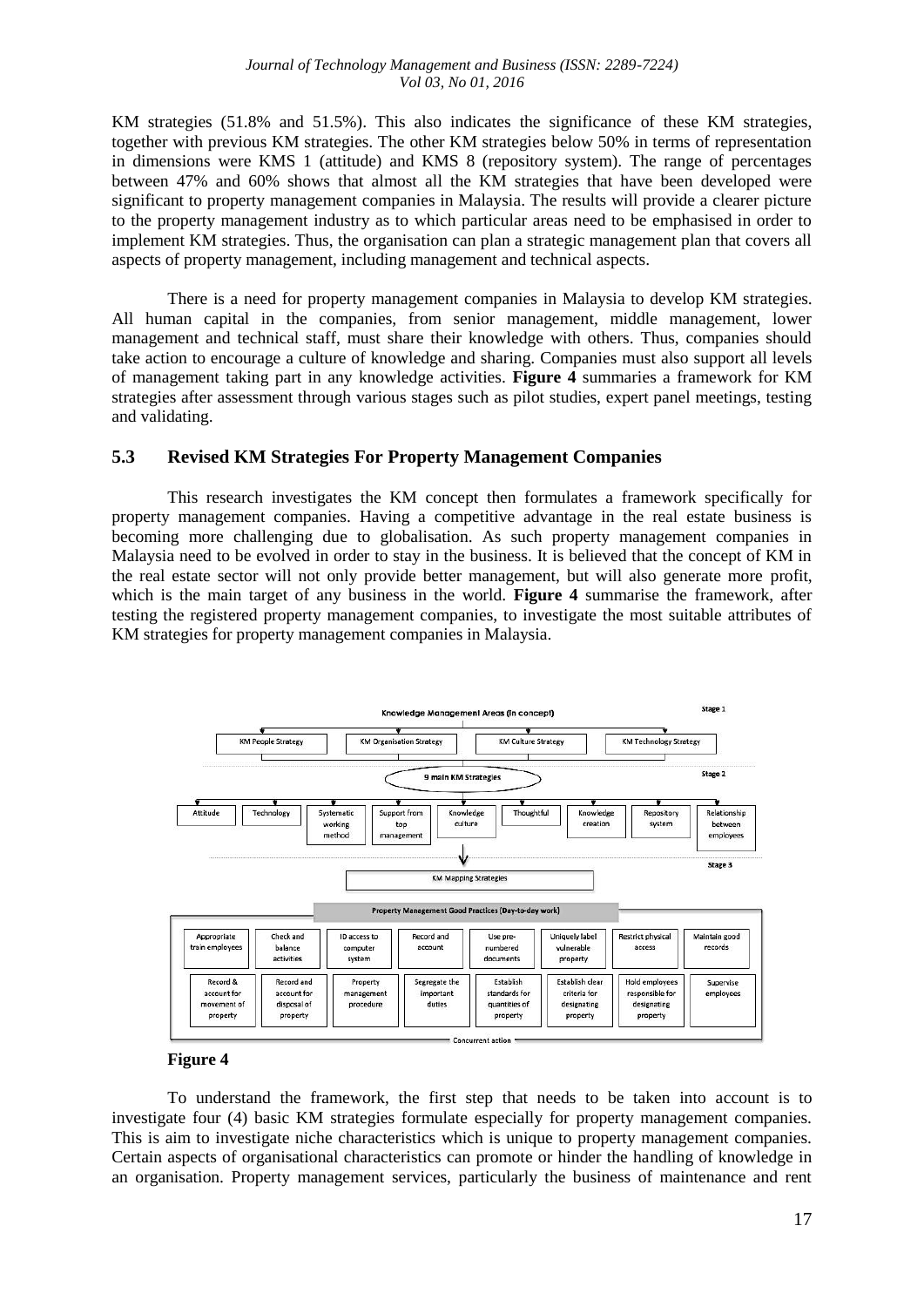KM strategies (51.8% and 51.5%). This also indicates the significance of these KM strategies, together with previous KM strategies. The other KM strategies below 50% in terms of representation in dimensions were KMS 1 (attitude) and KMS 8 (repository system). The range of percentages between 47% and 60% shows that almost all the KM strategies that have been developed were significant to property management companies in Malaysia. The results will provide a clearer picture to the property management industry as to which particular areas need to be emphasised in order to implement KM strategies. Thus, the organisation can plan a strategic management plan that covers all aspects of property management, including management and technical aspects.

There is a need for property management companies in Malaysia to develop KM strategies. All human capital in the companies, from senior management, middle management, lower management and technical staff, must share their knowledge with others. Thus, companies should take action to encourage a culture of knowledge and sharing. Companies must also support all levels of management taking part in any knowledge activities. **Figure 4** summaries a framework for KM strategies after assessment through various stages such as pilot studies, expert panel meetings, testing and validating.

## 5.3 Revised KM Strategies For Property Management Companies

This research investigates the KM concept then formulates a framework specifically for property management companies. Having a competitive advantage in the real estate business is becoming more challenging due to globalisation. As such property management companies in Malaysia need to be evolved in order to stay in the business. It is believed that the concept of KM in the real estate sector will not only provide better management, but will also generate more profit, which is the main target of any business in the world. **Figure 4** summarise the framework, after testing the registered property management companies, to investigate the most suitable attributes of KM strategies for property management companies in Malaysia.

Stage 1

Knowledge Management Areas (in concept)

KM People Strategy | KM Organisation Strategy | KM Culture Strategy | KM Technology Strategy

Stage 2

9 main KM Strategies

Attitude | Technology | Systematic working method | Support from top management | Knowledge culture | Thoughtful | Knowledge creation | Repository system | Relationship between employees

Stage 3

KM Mapping Strategies

Property Management Good Practices (Day-to-day work)

Appropriate train employees | Check and balance activities | ID access to computer system | Record and account | Use pre-numbered documents | Uniquely label vulnerable property | Restrict physical access | Maintain good records

Record & account for movement of property | Record and account for disposal of property | Property management procedure | Segregate the important duties | Establish standards for quantities of property | Establish clear criteria for designating property | Hold employees responsible for designating property | Supervise employees

Concurrent action

**Figure 4**

To understand the framework, the first step that needs to be taken into account is to investigate four (4) basic KM strategies formulate especially for property management companies. This is aim to investigate niche characteristics which is unique to property management companies. Certain aspects of organisational characteristics can promote or hinder the handling of knowledge in an organisation. Property management services, particularly the business of maintenance and rent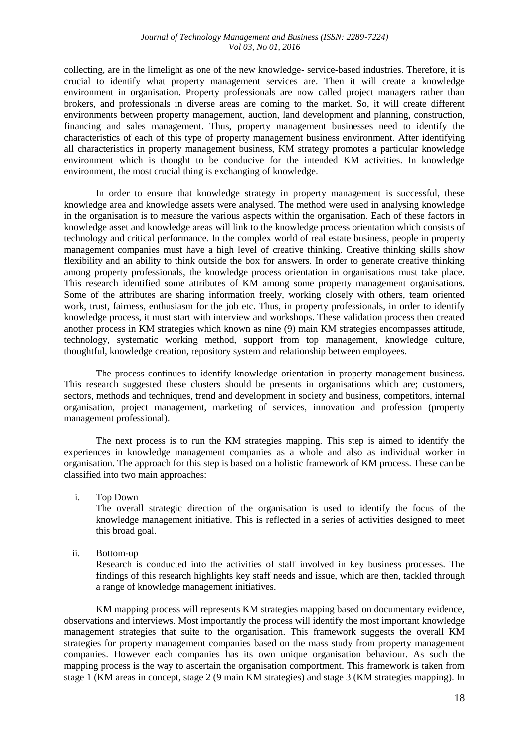collecting, are in the limelight as one of the new knowledge- service-based industries. Therefore, it is crucial to identify what property management services are. Then it will create a knowledge environment in organisation. Property professionals are now called project managers rather than brokers, and professionals in diverse areas are coming to the market. So, it will create different environments between property management, auction, land development and planning, construction, financing and sales management. Thus, property management businesses need to identify the characteristics of each of this type of property management business environment. After identifying all characteristics in property management business, KM strategy promotes a particular knowledge environment which is thought to be conducive for the intended KM activities. In knowledge environment, the most crucial thing is exchanging of knowledge.

In order to ensure that knowledge strategy in property management is successful, these knowledge area and knowledge assets were analysed. The method were used in analysing knowledge in the organisation is to measure the various aspects within the organisation. Each of these factors in knowledge asset and knowledge areas will link to the knowledge process orientation which consists of technology and critical performance. In the complex world of real estate business, people in property management companies must have a high level of creative thinking. Creative thinking skills show flexibility and an ability to think outside the box for answers. In order to generate creative thinking among property professionals, the knowledge process orientation in organisations must take place. This research identified some attributes of KM among some property management organisations. Some of the attributes are sharing information freely, working closely with others, team oriented work, trust, fairness, enthusiasm for the job etc. Thus, in property professionals, in order to identify knowledge process, it must start with interview and workshops. These validation process then created another process in KM strategies which known as nine (9) main KM strategies encompasses attitude, technology, systematic working method, support from top management, knowledge culture, thoughtful, knowledge creation, repository system and relationship between employees.

The process continues to identify knowledge orientation in property management business. This research suggested these clusters should be presents in organisations which are; customers, sectors, methods and techniques, trend and development in society and business, competitors, internal organisation, project management, marketing of services, innovation and profession (property management professional).

The next process is to run the KM strategies mapping. This step is aimed to identify the experiences in knowledge management companies as a whole and also as individual worker in organisation. The approach for this step is based on a holistic framework of KM process. These can be classified into two main approaches:

i. Top Down
   The overall strategic direction of the organisation is used to identify the focus of the knowledge management initiative. This is reflected in a series of activities designed to meet this broad goal.

ii. Bottom-up
   Research is conducted into the activities of staff involved in key business processes. The findings of this research highlights key staff needs and issue, which are then, tackled through a range of knowledge management initiatives.

KM mapping process will represents KM strategies mapping based on documentary evidence, observations and interviews. Most importantly the process will identify the most important knowledge management strategies that suite to the organisation. This framework suggests the overall KM strategies for property management companies based on the mass study from property management companies. However each companies has its own unique organisation behaviour. As such the mapping process is the way to ascertain the organisation comportment. This framework is taken from stage 1 (KM areas in concept, stage 2 (9 main KM strategies) and stage 3 (KM strategies mapping). In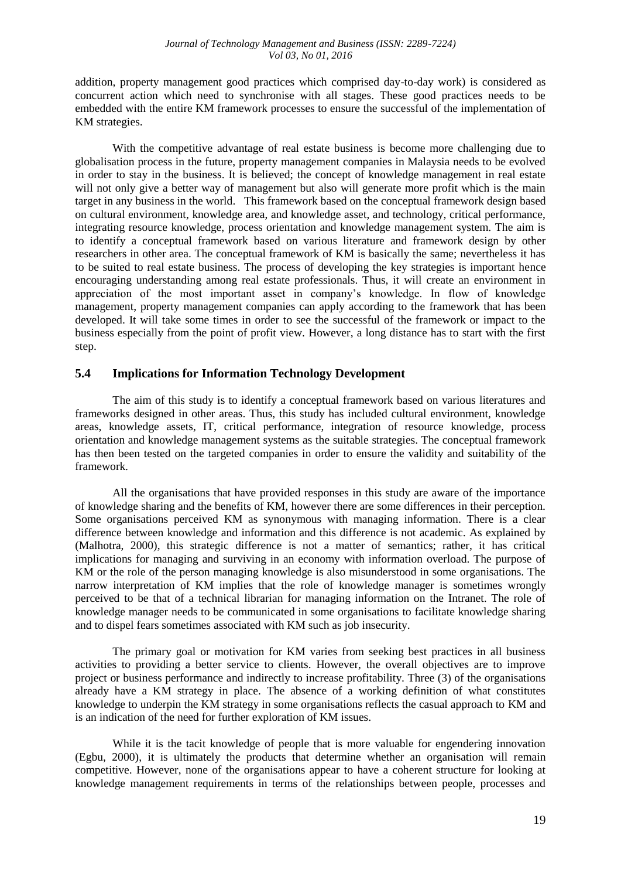addition, property management good practices which comprised day-to-day work) is considered as concurrent action which need to synchronise with all stages. These good practices needs to be embedded with the entire KM framework processes to ensure the successful of the implementation of KM strategies.

With the competitive advantage of real estate business is become more challenging due to globalisation process in the future, property management companies in Malaysia needs to be evolved in order to stay in the business. It is believed; the concept of knowledge management in real estate will not only give a better way of management but also will generate more profit which is the main target in any business in the world. This framework based on the conceptual framework design based on cultural environment, knowledge area, and knowledge asset, and technology, critical performance, integrating resource knowledge, process orientation and knowledge management system. The aim is to identify a conceptual framework based on various literature and framework design by other researchers in other area. The conceptual framework of KM is basically the same; nevertheless it has to be suited to real estate business. The process of developing the key strategies is important hence encouraging understanding among real estate professionals. Thus, it will create an environment in appreciation of the most important asset in company's knowledge. In flow of knowledge management, property management companies can apply according to the framework that has been developed. It will take some times in order to see the successful of the framework or impact to the business especially from the point of profit view. However, a long distance has to start with the first step.

## 5.4 Implications for Information Technology Development

The aim of this study is to identify a conceptual framework based on various literatures and frameworks designed in other areas. Thus, this study has included cultural environment, knowledge areas, knowledge assets, IT, critical performance, integration of resource knowledge, process orientation and knowledge management systems as the suitable strategies. The conceptual framework has then been tested on the targeted companies in order to ensure the validity and suitability of the framework.

All the organisations that have provided responses in this study are aware of the importance of knowledge sharing and the benefits of KM, however there are some differences in their perception. Some organisations perceived KM as synonymous with managing information. There is a clear difference between knowledge and information and this difference is not academic. As explained by (Malhotra, 2000), this strategic difference is not a matter of semantics; rather, it has critical implications for managing and surviving in an economy with information overload. The purpose of KM or the role of the person managing knowledge is also misunderstood in some organisations. The narrow interpretation of KM implies that the role of knowledge manager is sometimes wrongly perceived to be that of a technical librarian for managing information on the Intranet. The role of knowledge manager needs to be communicated in some organisations to facilitate knowledge sharing and to dispel fears sometimes associated with KM such as job insecurity.

The primary goal or motivation for KM varies from seeking best practices in all business activities to providing a better service to clients. However, the overall objectives are to improve project or business performance and indirectly to increase profitability. Three (3) of the organisations already have a KM strategy in place. The absence of a working definition of what constitutes knowledge to underpin the KM strategy in some organisations reflects the casual approach to KM and is an indication of the need for further exploration of KM issues.

While it is the tacit knowledge of people that is more valuable for engendering innovation (Egbu, 2000), it is ultimately the products that determine whether an organisation will remain competitive. However, none of the organisations appear to have a coherent structure for looking at knowledge management requirements in terms of the relationships between people, processes and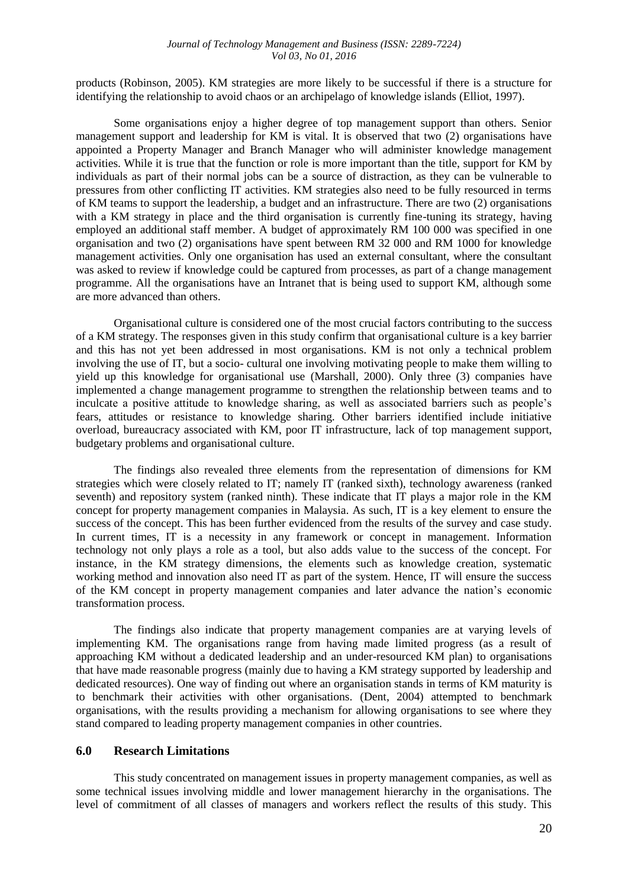products (Robinson, 2005). KM strategies are more likely to be successful if there is a structure for identifying the relationship to avoid chaos or an archipelago of knowledge islands (Elliot, 1997).

Some organisations enjoy a higher degree of top management support than others. Senior management support and leadership for KM is vital. It is observed that two (2) organisations have appointed a Property Manager and Branch Manager who will administer knowledge management activities. While it is true that the function or role is more important than the title, support for KM by individuals as part of their normal jobs can be a source of distraction, as they can be vulnerable to pressures from other conflicting IT activities. KM strategies also need to be fully resourced in terms of KM teams to support the leadership, a budget and an infrastructure. There are two (2) organisations with a KM strategy in place and the third organisation is currently fine-tuning its strategy, having employed an additional staff member. A budget of approximately RM 100 000 was specified in one organisation and two (2) organisations have spent between RM 32 000 and RM 1000 for knowledge management activities. Only one organisation has used an external consultant, where the consultant was asked to review if knowledge could be captured from processes, as part of a change management programme. All the organisations have an Intranet that is being used to support KM, although some are more advanced than others.

Organisational culture is considered one of the most crucial factors contributing to the success of a KM strategy. The responses given in this study confirm that organisational culture is a key barrier and this has not yet been addressed in most organisations. KM is not only a technical problem involving the use of IT, but a socio- cultural one involving motivating people to make them willing to yield up this knowledge for organisational use (Marshall, 2000). Only three (3) companies have implemented a change management programme to strengthen the relationship between teams and to inculcate a positive attitude to knowledge sharing, as well as associated barriers such as people's fears, attitudes or resistance to knowledge sharing. Other barriers identified include initiative overload, bureaucracy associated with KM, poor IT infrastructure, lack of top management support, budgetary problems and organisational culture.

The findings also revealed three elements from the representation of dimensions for KM strategies which were closely related to IT; namely IT (ranked sixth), technology awareness (ranked seventh) and repository system (ranked ninth). These indicate that IT plays a major role in the KM concept for property management companies in Malaysia. As such, IT is a key element to ensure the success of the concept. This has been further evidenced from the results of the survey and case study. In current times, IT is a necessity in any framework or concept in management. Information technology not only plays a role as a tool, but also adds value to the success of the concept. For instance, in the KM strategy dimensions, the elements such as knowledge creation, systematic working method and innovation also need IT as part of the system. Hence, IT will ensure the success of the KM concept in property management companies and later advance the nation's economic transformation process.

The findings also indicate that property management companies are at varying levels of implementing KM. The organisations range from having made limited progress (as a result of approaching KM without a dedicated leadership and an under-resourced KM plan) to organisations that have made reasonable progress (mainly due to having a KM strategy supported by leadership and dedicated resources). One way of finding out where an organisation stands in terms of KM maturity is to benchmark their activities with other organisations. (Dent, 2004) attempted to benchmark organisations, with the results providing a mechanism for allowing organisations to see where they stand compared to leading property management companies in other countries.

## 6.0 Research Limitations

This study concentrated on management issues in property management companies, as well as some technical issues involving middle and lower management hierarchy in the organisations. The level of commitment of all classes of managers and workers reflect the results of this study. This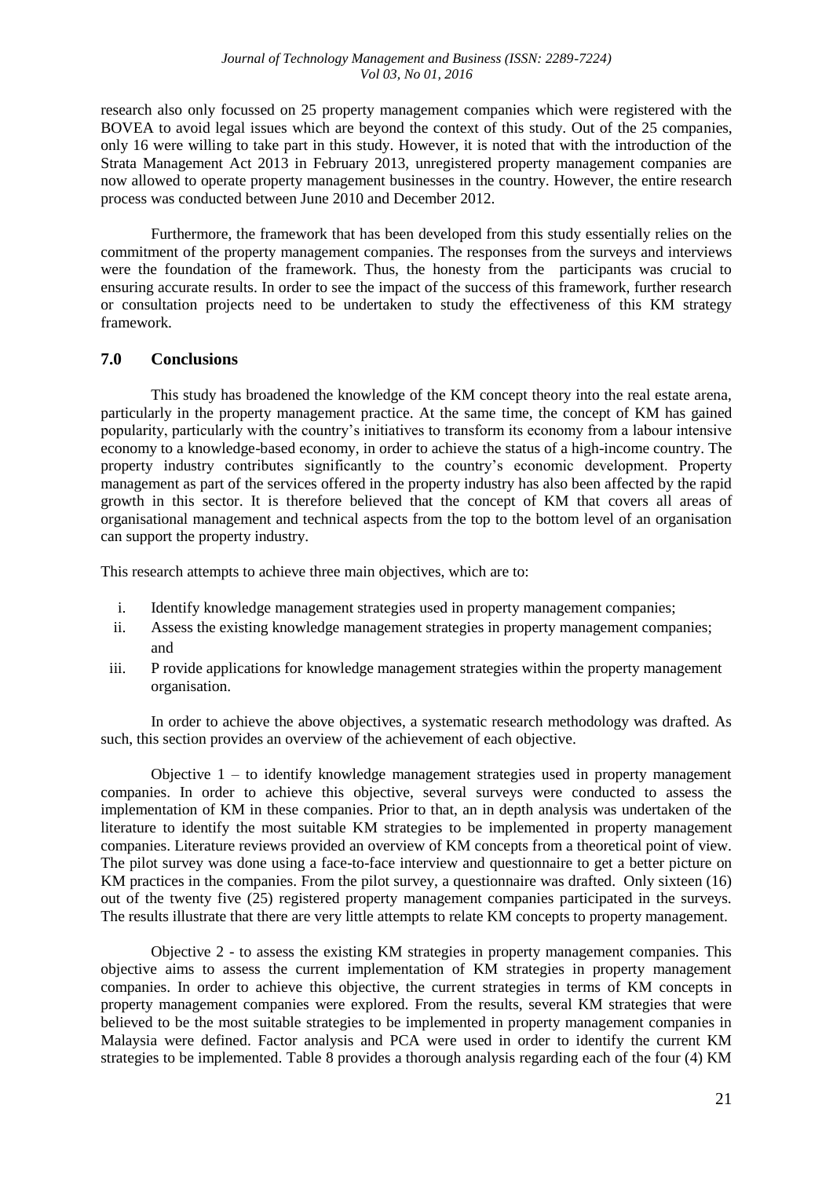research also only focussed on 25 property management companies which were registered with the BOVEA to avoid legal issues which are beyond the context of this study. Out of the 25 companies, only 16 were willing to take part in this study. However, it is noted that with the introduction of the Strata Management Act 2013 in February 2013, unregistered property management companies are now allowed to operate property management businesses in the country. However, the entire research process was conducted between June 2010 and December 2012.

Furthermore, the framework that has been developed from this study essentially relies on the commitment of the property management companies. The responses from the surveys and interviews were the foundation of the framework. Thus, the honesty from the participants was crucial to ensuring accurate results. In order to see the impact of the success of this framework, further research or consultation projects need to be undertaken to study the effectiveness of this KM strategy framework.

## 7.0 Conclusions

This study has broadened the knowledge of the KM concept theory into the real estate arena, particularly in the property management practice. At the same time, the concept of KM has gained popularity, particularly with the country's initiatives to transform its economy from a labour intensive economy to a knowledge-based economy, in order to achieve the status of a high-income country. The property industry contributes significantly to the country's economic development. Property management as part of the services offered in the property industry has also been affected by the rapid growth in this sector. It is therefore believed that the concept of KM that covers all areas of organisational management and technical aspects from the top to the bottom level of an organisation can support the property industry.

This research attempts to achieve three main objectives, which are to:

i. Identify knowledge management strategies used in property management companies;
ii. Assess the existing knowledge management strategies in property management companies; and
iii. P rovide applications for knowledge management strategies within the property management organisation.

In order to achieve the above objectives, a systematic research methodology was drafted. As such, this section provides an overview of the achievement of each objective.

Objective 1 – to identify knowledge management strategies used in property management companies. In order to achieve this objective, several surveys were conducted to assess the implementation of KM in these companies. Prior to that, an in depth analysis was undertaken of the literature to identify the most suitable KM strategies to be implemented in property management companies. Literature reviews provided an overview of KM concepts from a theoretical point of view. The pilot survey was done using a face-to-face interview and questionnaire to get a better picture on KM practices in the companies. From the pilot survey, a questionnaire was drafted. Only sixteen (16) out of the twenty five (25) registered property management companies participated in the surveys. The results illustrate that there are very little attempts to relate KM concepts to property management.

Objective 2 - to assess the existing KM strategies in property management companies. This objective aims to assess the current implementation of KM strategies in property management companies. In order to achieve this objective, the current strategies in terms of KM concepts in property management companies were explored. From the results, several KM strategies that were believed to be the most suitable strategies to be implemented in property management companies in Malaysia were defined. Factor analysis and PCA were used in order to identify the current KM strategies to be implemented. Table 8 provides a thorough analysis regarding each of the four (4) KM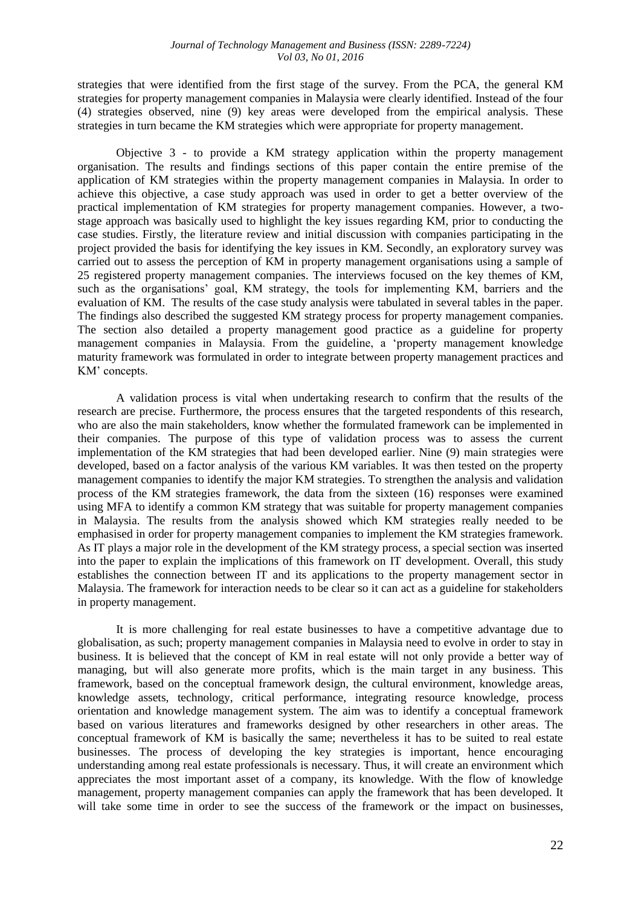strategies that were identified from the first stage of the survey. From the PCA, the general KM strategies for property management companies in Malaysia were clearly identified. Instead of the four (4) strategies observed, nine (9) key areas were developed from the empirical analysis. These strategies in turn became the KM strategies which were appropriate for property management.

Objective 3 - to provide a KM strategy application within the property management organisation. The results and findings sections of this paper contain the entire premise of the application of KM strategies within the property management companies in Malaysia. In order to achieve this objective, a case study approach was used in order to get a better overview of the practical implementation of KM strategies for property management companies. However, a two-stage approach was basically used to highlight the key issues regarding KM, prior to conducting the case studies. Firstly, the literature review and initial discussion with companies participating in the project provided the basis for identifying the key issues in KM. Secondly, an exploratory survey was carried out to assess the perception of KM in property management organisations using a sample of 25 registered property management companies. The interviews focused on the key themes of KM, such as the organisations' goal, KM strategy, the tools for implementing KM, barriers and the evaluation of KM. The results of the case study analysis were tabulated in several tables in the paper. The findings also described the suggested KM strategy process for property management companies. The section also detailed a property management good practice as a guideline for property management companies in Malaysia. From the guideline, a 'property management knowledge maturity framework was formulated in order to integrate between property management practices and KM' concepts.

A validation process is vital when undertaking research to confirm that the results of the research are precise. Furthermore, the process ensures that the targeted respondents of this research, who are also the main stakeholders, know whether the formulated framework can be implemented in their companies. The purpose of this type of validation process was to assess the current implementation of the KM strategies that had been developed earlier. Nine (9) main strategies were developed, based on a factor analysis of the various KM variables. It was then tested on the property management companies to identify the major KM strategies. To strengthen the analysis and validation process of the KM strategies framework, the data from the sixteen (16) responses were examined using MFA to identify a common KM strategy that was suitable for property management companies in Malaysia. The results from the analysis showed which KM strategies really needed to be emphasised in order for property management companies to implement the KM strategies framework. As IT plays a major role in the development of the KM strategy process, a special section was inserted into the paper to explain the implications of this framework on IT development. Overall, this study establishes the connection between IT and its applications to the property management sector in Malaysia. The framework for interaction needs to be clear so it can act as a guideline for stakeholders in property management.

It is more challenging for real estate businesses to have a competitive advantage due to globalisation, as such; property management companies in Malaysia need to evolve in order to stay in business. It is believed that the concept of KM in real estate will not only provide a better way of managing, but will also generate more profits, which is the main target in any business. This framework, based on the conceptual framework design, the cultural environment, knowledge areas, knowledge assets, technology, critical performance, integrating resource knowledge, process orientation and knowledge management system. The aim was to identify a conceptual framework based on various literatures and frameworks designed by other researchers in other areas. The conceptual framework of KM is basically the same; nevertheless it has to be suited to real estate businesses. The process of developing the key strategies is important, hence encouraging understanding among real estate professionals is necessary. Thus, it will create an environment which appreciates the most important asset of a company, its knowledge. With the flow of knowledge management, property management companies can apply the framework that has been developed. It will take some time in order to see the success of the framework or the impact on businesses,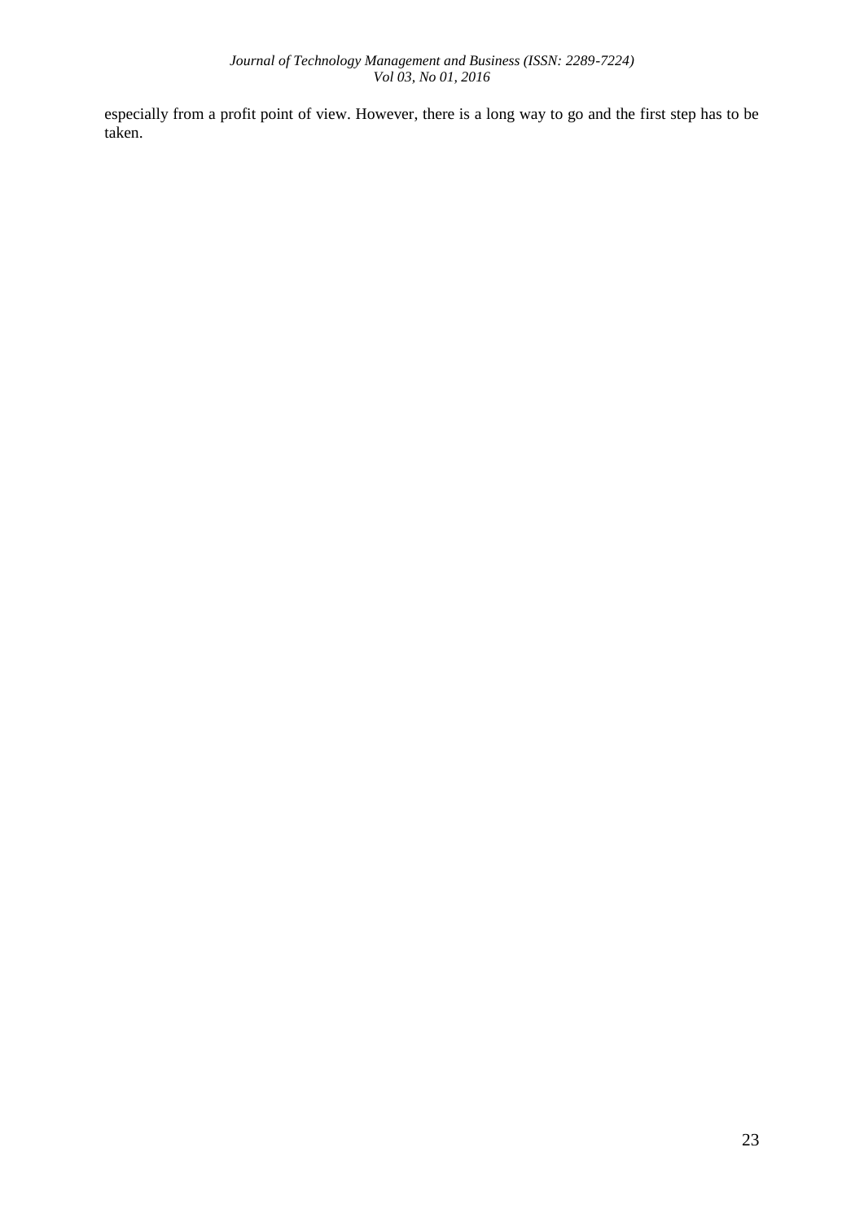especially from a profit point of view. However, there is a long way to go and the first step has to be taken.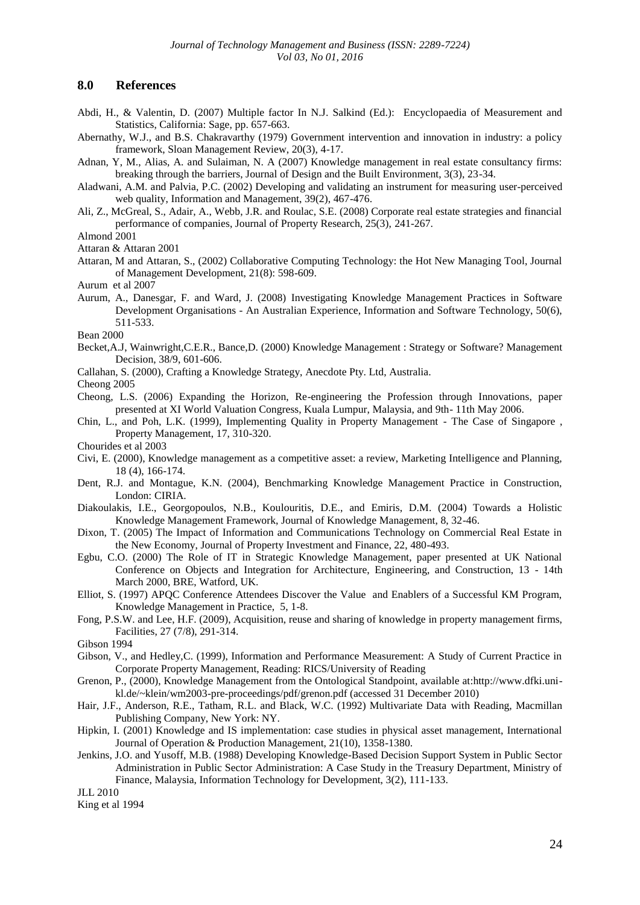## 8.0 References

Abdi, H., & Valentin, D. (2007) Multiple factor In N.J. Salkind (Ed.): Encyclopaedia of Measurement and Statistics, California: Sage, pp. 657-663.

Abernathy, W.J., and B.S. Chakravarthy (1979) Government intervention and innovation in industry: a policy framework, Sloan Management Review, 20(3), 4-17.

Adnan, Y, M., Alias, A. and Sulaiman, N. A (2007) Knowledge management in real estate consultancy firms: breaking through the barriers, Journal of Design and the Built Environment, 3(3), 23-34.

Aladwani, A.M. and Palvia, P.C. (2002) Developing and validating an instrument for measuring user-perceived web quality, Information and Management, 39(2), 467-476.

Ali, Z., McGreal, S., Adair, A., Webb, J.R. and Roulac, S.E. (2008) Corporate real estate strategies and financial performance of companies, Journal of Property Research, 25(3), 241-267.

Almond 2001

Attaran & Attaran 2001

Attaran, M and Attaran, S., (2002) Collaborative Computing Technology: the Hot New Managing Tool, Journal of Management Development, 21(8): 598-609.

Aurum et al 2007

Aurum, A., Danesgar, F. and Ward, J. (2008) Investigating Knowledge Management Practices in Software Development Organisations - An Australian Experience, Information and Software Technology, 50(6), 511-533.

Bean 2000

Becket,A.J, Wainwright,C.E.R., Bance,D. (2000) Knowledge Management : Strategy or Software? Management Decision, 38/9, 601-606.

Callahan, S. (2000), Crafting a Knowledge Strategy, Anecdote Pty. Ltd, Australia.

Cheong 2005

Cheong, L.S. (2006) Expanding the Horizon, Re-engineering the Profession through Innovations, paper presented at XI World Valuation Congress, Kuala Lumpur, Malaysia, and 9th- 11th May 2006.

Chin, L., and Poh, L.K. (1999), Implementing Quality in Property Management - The Case of Singapore , Property Management, 17, 310-320.

Chourides et al 2003

Civi, E. (2000), Knowledge management as a competitive asset: a review, Marketing Intelligence and Planning, 18 (4), 166-174.

Dent, R.J. and Montague, K.N. (2004), Benchmarking Knowledge Management Practice in Construction, London: CIRIA.

Diakoulakis, I.E., Georgopoulos, N.B., Koulouritis, D.E., and Emiris, D.M. (2004) Towards a Holistic Knowledge Management Framework, Journal of Knowledge Management, 8, 32-46.

Dixon, T. (2005) The Impact of Information and Communications Technology on Commercial Real Estate in the New Economy, Journal of Property Investment and Finance, 22, 480-493.

Egbu, C.O. (2000) The Role of IT in Strategic Knowledge Management, paper presented at UK National Conference on Objects and Integration for Architecture, Engineering, and Construction, 13 - 14th March 2000, BRE, Watford, UK.

Elliot, S. (1997) APQC Conference Attendees Discover the Value and Enablers of a Successful KM Program, Knowledge Management in Practice, 5, 1-8.

Fong, P.S.W. and Lee, H.F. (2009), Acquisition, reuse and sharing of knowledge in property management firms, Facilities, 27 (7/8), 291-314.

Gibson 1994

Gibson, V., and Hedley,C. (1999), Information and Performance Measurement: A Study of Current Practice in Corporate Property Management, Reading: RICS/University of Reading

Grenon, P., (2000), Knowledge Management from the Ontological Standpoint, available at:http://www.dfki.uni-kl.de/~klein/wm2003-pre-proceedings/pdf/grenon.pdf (accessed 31 December 2010)

Hair, J.F., Anderson, R.E., Tatham, R.L. and Black, W.C. (1992) Multivariate Data with Reading, Macmillan Publishing Company, New York: NY.

Hipkin, I. (2001) Knowledge and IS implementation: case studies in physical asset management, International Journal of Operation & Production Management, 21(10), 1358-1380.

Jenkins, J.O. and Yusoff, M.B. (1988) Developing Knowledge-Based Decision Support System in Public Sector Administration in Public Sector Administration: A Case Study in the Treasury Department, Ministry of Finance, Malaysia, Information Technology for Development, 3(2), 111-133.

JLL 2010

King et al 1994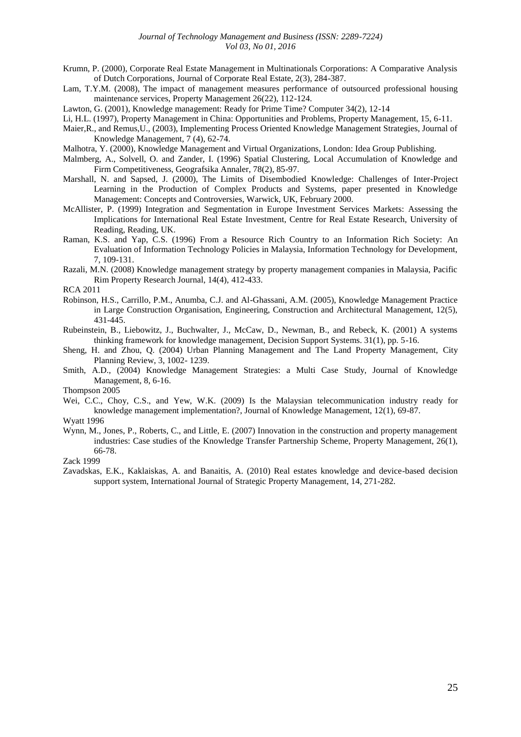Krumn, P. (2000), Corporate Real Estate Management in Multinationals Corporations: A Comparative Analysis of Dutch Corporations, Journal of Corporate Real Estate, 2(3), 284-387.

Lam, T.Y.M. (2008), The impact of management measures performance of outsourced professional housing maintenance services, Property Management 26(22), 112-124.

Lawton, G. (2001), Knowledge management: Ready for Prime Time? Computer 34(2), 12-14

Li, H.L. (1997), Property Management in China: Opportunities and Problems, Property Management, 15, 6-11.

Maier,R., and Remus,U., (2003), Implementing Process Oriented Knowledge Management Strategies, Journal of Knowledge Management, 7 (4), 62-74.

Malhotra, Y. (2000), Knowledge Management and Virtual Organizations, London: Idea Group Publishing.

Malmberg, A., Solvell, O. and Zander, I. (1996) Spatial Clustering, Local Accumulation of Knowledge and Firm Competitiveness, Geografsika Annaler, 78(2), 85-97.

Marshall, N. and Sapsed, J. (2000), The Limits of Disembodied Knowledge: Challenges of Inter-Project Learning in the Production of Complex Products and Systems, paper presented in Knowledge Management: Concepts and Controversies, Warwick, UK, February 2000.

McAllister, P. (1999) Integration and Segmentation in Europe Investment Services Markets: Assessing the Implications for International Real Estate Investment, Centre for Real Estate Research, University of Reading, Reading, UK.

Raman, K.S. and Yap, C.S. (1996) From a Resource Rich Country to an Information Rich Society: An Evaluation of Information Technology Policies in Malaysia, Information Technology for Development, 7, 109-131.

Razali, M.N. (2008) Knowledge management strategy by property management companies in Malaysia, Pacific Rim Property Research Journal, 14(4), 412-433.

RCA 2011

Robinson, H.S., Carrillo, P.M., Anumba, C.J. and Al-Ghassani, A.M. (2005), Knowledge Management Practice in Large Construction Organisation, Engineering, Construction and Architectural Management, 12(5), 431-445.

Rubeinstein, B., Liebowitz, J., Buchwalter, J., McCaw, D., Newman, B., and Rebeck, K. (2001) A systems thinking framework for knowledge management, Decision Support Systems. 31(1), pp. 5-16.

Sheng, H. and Zhou, Q. (2004) Urban Planning Management and The Land Property Management, City Planning Review, 3, 1002- 1239.

Smith, A.D., (2004) Knowledge Management Strategies: a Multi Case Study, Journal of Knowledge Management, 8, 6-16.

Thompson 2005

Wei, C.C., Choy, C.S., and Yew, W.K. (2009) Is the Malaysian telecommunication industry ready for knowledge management implementation?, Journal of Knowledge Management, 12(1), 69-87.

Wyatt 1996

Wynn, M., Jones, P., Roberts, C., and Little, E. (2007) Innovation in the construction and property management industries: Case studies of the Knowledge Transfer Partnership Scheme, Property Management, 26(1), 66-78.

Zack 1999

Zavadskas, E.K., Kaklaiskas, A. and Banaitis, A. (2010) Real estates knowledge and device-based decision support system, International Journal of Strategic Property Management, 14, 271-282.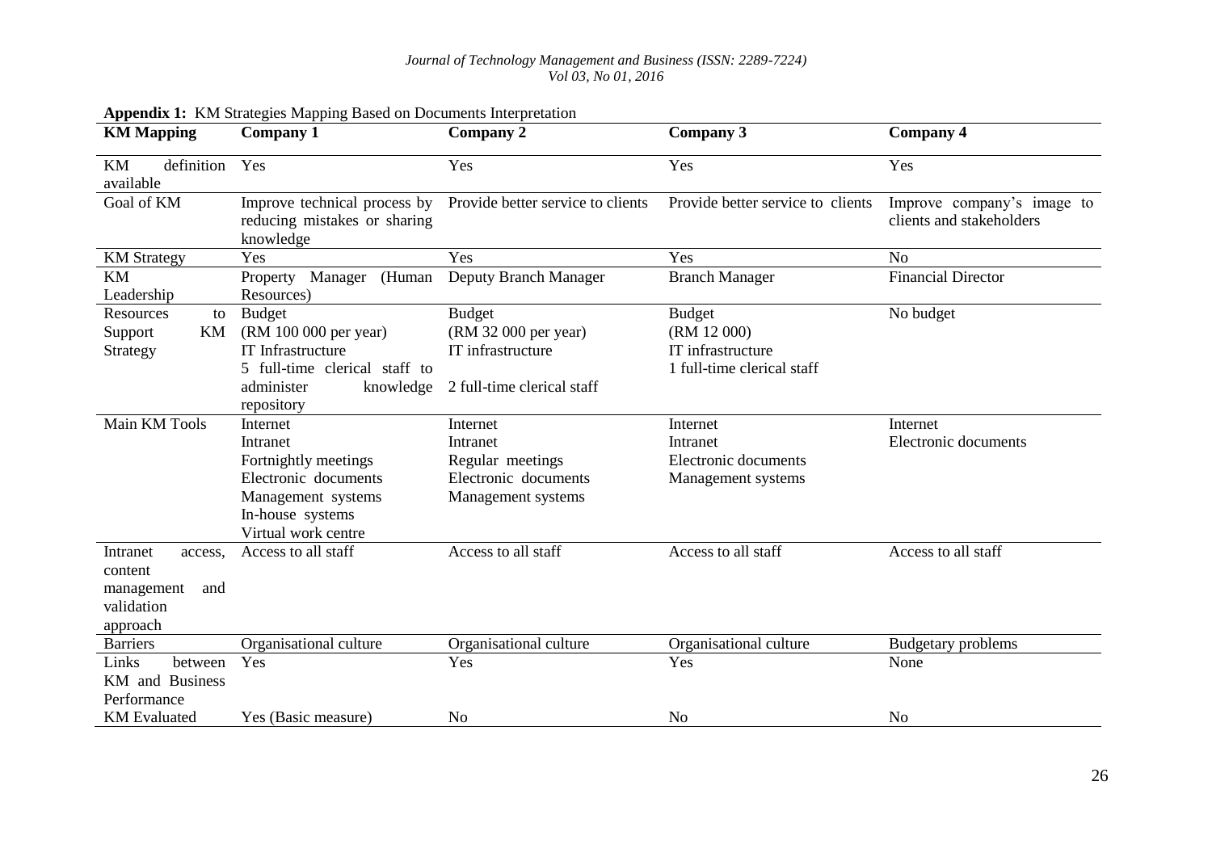**Appendix 1:** KM Strategies Mapping Based on Documents Interpretation

| KM Mapping | Company 1 | Company 2 | Company 3 | Company 4 |
|---|---|---|---|---|
| KM definition available | Yes | Yes | Yes | Yes |
| Goal of KM | Improve technical process by reducing mistakes or sharing knowledge | Provide better service to clients | Provide better service to clients | Improve company's image to clients and stakeholders |
| KM Strategy | Yes | Yes | Yes | No |
| KM Leadership | Property Manager (Human Resources) | Deputy Branch Manager | Branch Manager | Financial Director |
| Resources to Support KM Strategy | Budget<br>(RM 100 000 per year)<br>IT Infrastructure<br>5 full-time clerical staff to administer knowledge repository | Budget<br>(RM 32 000 per year)<br>IT infrastructure<br>2 full-time clerical staff | Budget<br>(RM 12 000)<br>IT infrastructure<br>1 full-time clerical staff | No budget |
| Main KM Tools | Internet<br>Intranet<br>Fortnightly meetings<br>Electronic documents<br>Management systems<br>In-house systems<br>Virtual work centre | Internet<br>Intranet<br>Regular meetings<br>Electronic documents<br>Management systems | Internet<br>Intranet<br>Electronic documents<br>Management systems | Internet<br>Electronic documents |
| Intranet access, content management and validation approach | Access to all staff | Access to all staff | Access to all staff | Access to all staff |
| Barriers | Organisational culture | Organisational culture | Organisational culture | Budgetary problems |
| Links between KM and Business Performance | Yes | Yes | Yes | None |
| KM Evaluated | Yes (Basic measure) | No | No | No |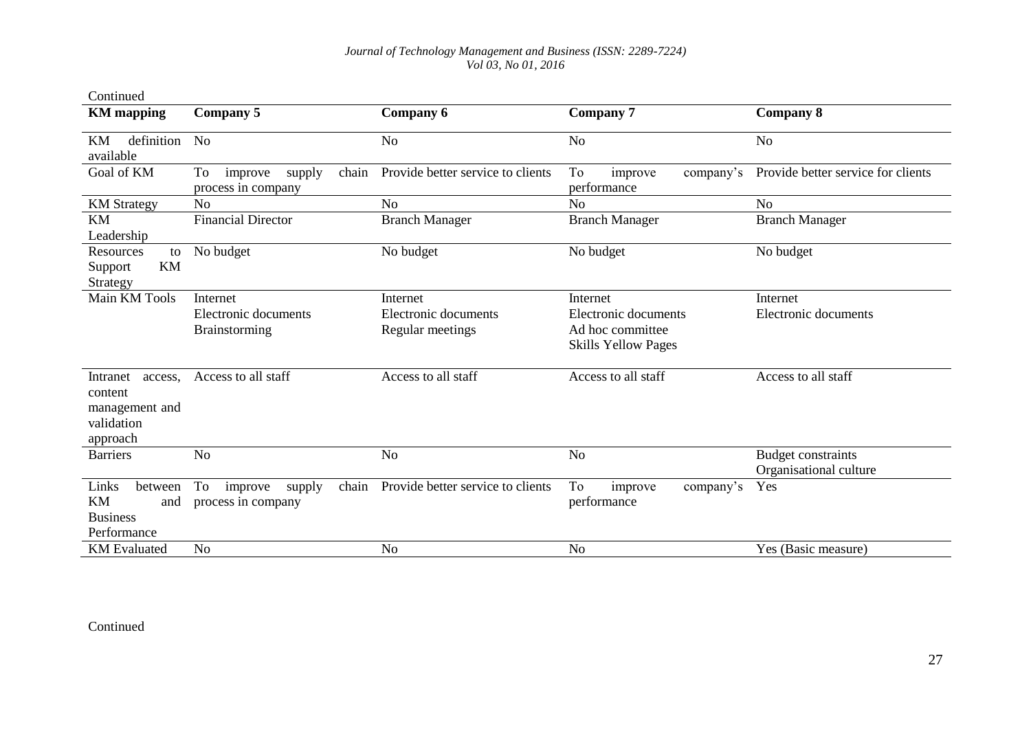Continued

| KM mapping | Company 5 | Company 6 | Company 7 | Company 8 |
|---|---|---|---|---|
| KM definition available | No | No | No | No |
| Goal of KM | To improve supply chain process in company | Provide better service to clients | To improve company's performance | Provide better service for clients |
| KM Strategy | No | No | No | No |
| KM Leadership | Financial Director | Branch Manager | Branch Manager | Branch Manager |
| Resources to Support KM Strategy | No budget | No budget | No budget | No budget |
| Main KM Tools | Internet<br>Electronic documents<br>Brainstorming | Internet<br>Electronic documents<br>Regular meetings | Internet<br>Electronic documents<br>Ad hoc committee<br>Skills Yellow Pages | Internet<br>Electronic documents |
| Intranet access, content management and validation approach | Access to all staff | Access to all staff | Access to all staff | Access to all staff |
| Barriers | No | No | No | Budget constraints<br>Organisational culture |
| Links between KM and Business Performance | To improve supply chain process in company | Provide better service to clients | To improve company's performance | Yes |
| KM Evaluated | No | No | No | Yes (Basic measure) |

Continued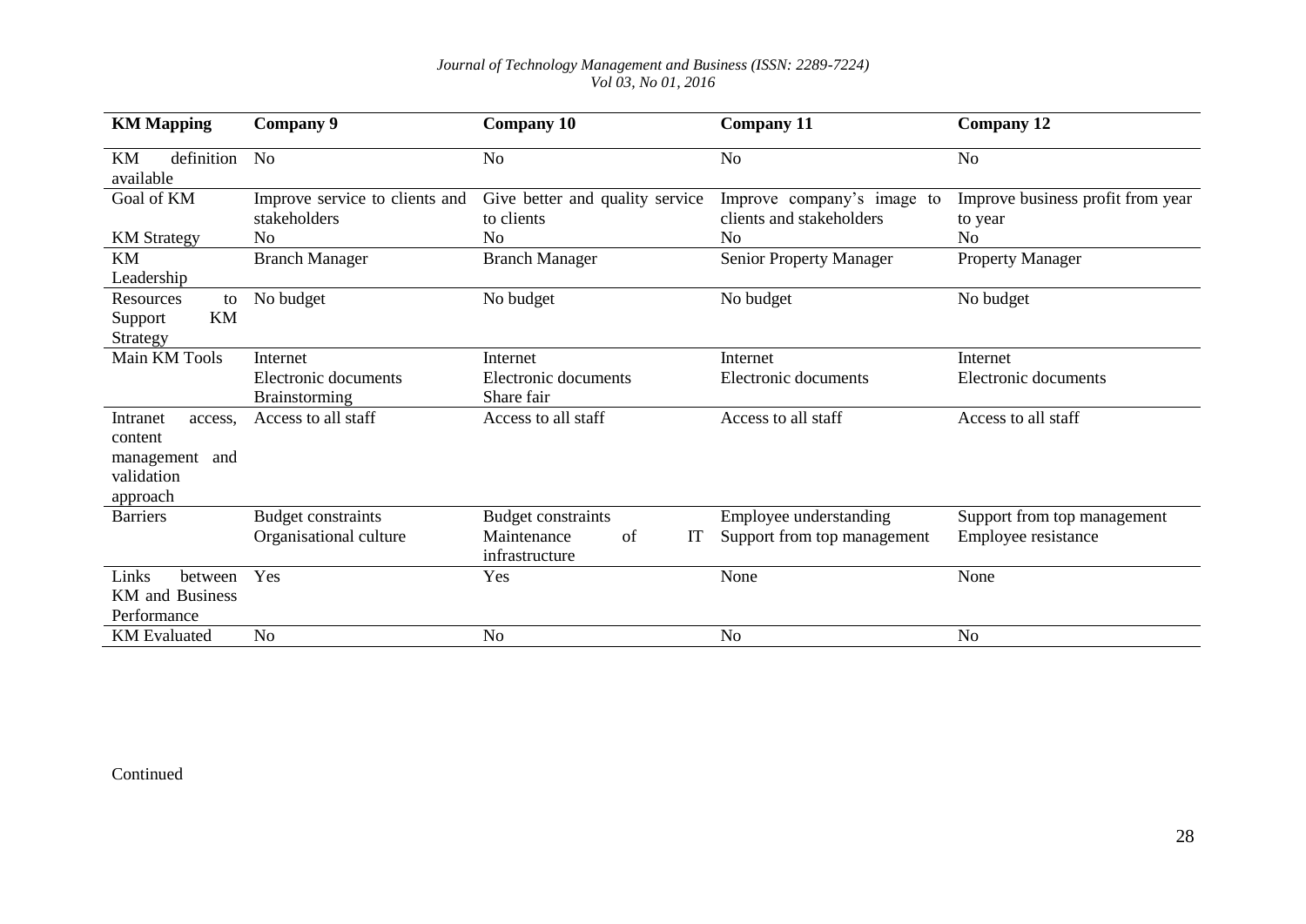| KM Mapping | Company 9 | Company 10 | Company 11 | Company 12 |
|---|---|---|---|---|
| KM definition available | No | No | No | No |
| Goal of KM | Improve service to clients and stakeholders | Give better and quality service to clients | Improve company's image to clients and stakeholders | Improve business profit from year to year |
| KM Strategy | No | No | No | No |
| KM Leadership | Branch Manager | Branch Manager | Senior Property Manager | Property Manager |
| Resources to Support KM Strategy | No budget | No budget | No budget | No budget |
| Main KM Tools | Internet<br>Electronic documents<br>Brainstorming | Internet<br>Electronic documents<br>Share fair | Internet<br>Electronic documents | Internet<br>Electronic documents |
| Intranet access, content management and validation approach | Access to all staff | Access to all staff | Access to all staff | Access to all staff |
| Barriers | Budget constraints<br>Organisational culture | Budget constraints<br>Maintenance of IT infrastructure | Employee understanding<br>Support from top management | Support from top management<br>Employee resistance |
| Links between KM and Business Performance | Yes | Yes | None | None |
| KM Evaluated | No | No | No | No |

Continued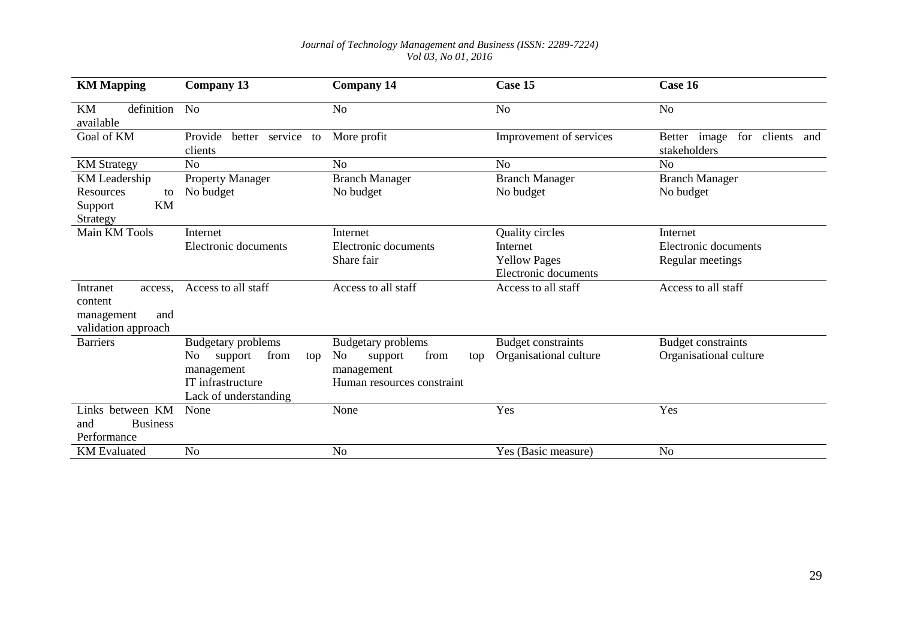| **KM Mapping** | **Company 13** | **Company 14** | **Case 15** | **Case 16** |
|---|---|---|---|---|
| KM definition available | No | No | No | No |
| Goal of KM | Provide better service to clients | More profit | Improvement of services | Better image for clients and stakeholders |
| KM Strategy | No | No | No | No |
| KM Leadership | Property Manager | Branch Manager | Branch Manager | Branch Manager |
| Resources to Support KM Strategy | No budget | No budget | No budget | No budget |
| Main KM Tools | Internet<br>Electronic documents | Internet<br>Electronic documents<br>Share fair | Quality circles<br>Internet<br>Yellow Pages<br>Electronic documents | Internet<br>Electronic documents<br>Regular meetings |
| Intranet access, content management and validation approach | Access to all staff | Access to all staff | Access to all staff | Access to all staff |
| Barriers | Budgetary problems<br>No support from top management<br>IT infrastructure<br>Lack of understanding | Budgetary problems<br>No support from top management<br>Human resources constraint | Budget constraints<br>Organisational culture | Budget constraints<br>Organisational culture |
| Links between KM and Business Performance | None | None | Yes | Yes |
| KM Evaluated | No | No | Yes (Basic measure) | No |